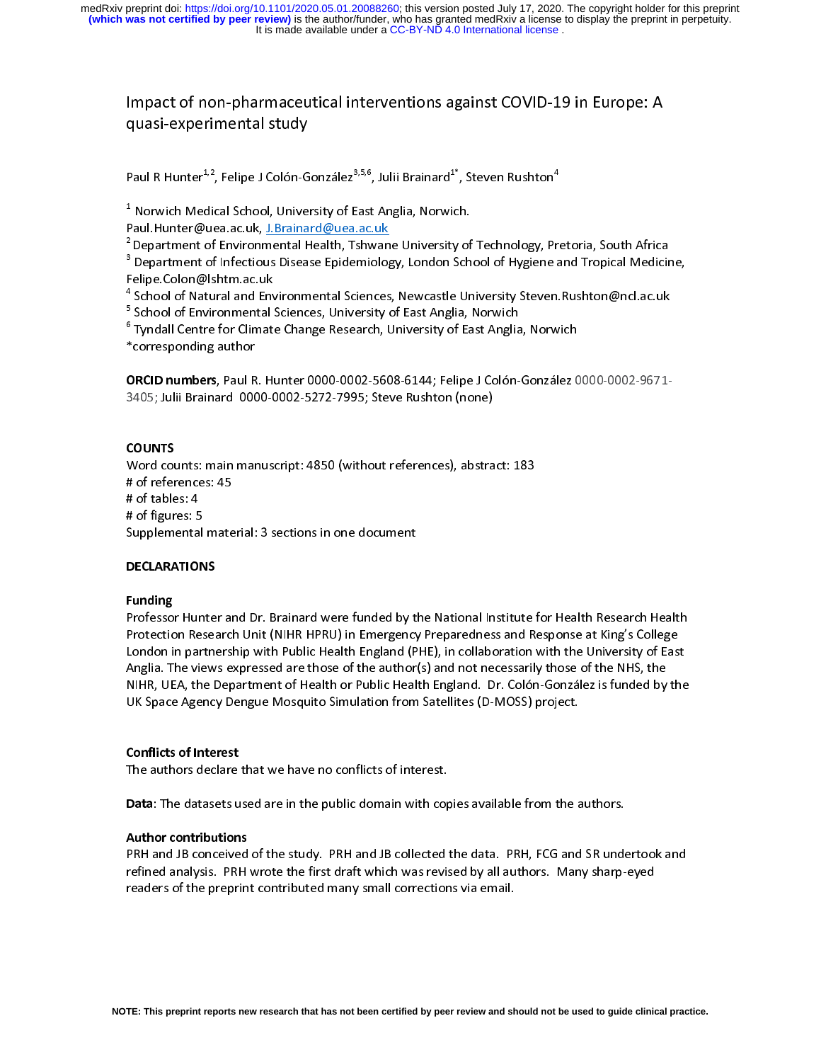# Impact of non-pharmaceutical interventions against COVID-19 in Europe: A quasi-experimental study

Paul R Hunter[1,2], Felipe J Colón-González[3,5,6], Julii Brainard[1*], Steven Rushton[4]

[1] Norwich Medical School, University of East Anglia, Norwich.
Paul.Hunter@uea.ac.uk, J.Brainard@uea.ac.uk
[2] Department of Environmental Health, Tshwane University of Technology, Pretoria, South Africa
[3] Department of Infectious Disease Epidemiology, London School of Hygiene and Tropical Medicine, Felipe.Colon@lshtm.ac.uk
[4] School of Natural and Environmental Sciences, Newcastle University Steven.Rushton@ncl.ac.uk
[5] School of Environmental Sciences, University of East Anglia, Norwich
[6] Tyndall Centre for Climate Change Research, University of East Anglia, Norwich
*corresponding author

**ORCID numbers**, Paul R. Hunter 0000-0002-5608-6144; Felipe J Colón-González 0000-0002-9671-3405; Julii Brainard 0000-0002-5272-7995; Steve Rushton (none)

**COUNTS**
Word counts: main manuscript: 4850 (without references), abstract: 183
# of references: 45
# of tables: 4
# of figures: 5
Supplemental material: 3 sections in one document

**DECLARATIONS**

**Funding**
Professor Hunter and Dr. Brainard were funded by the National Institute for Health Research Health Protection Research Unit (NIHR HPRU) in Emergency Preparedness and Response at King's College London in partnership with Public Health England (PHE), in collaboration with the University of East Anglia. The views expressed are those of the author(s) and not necessarily those of the NHS, the NIHR, UEA, the Department of Health or Public Health England. Dr. Colón-González is funded by the UK Space Agency Dengue Mosquito Simulation from Satellites (D-MOSS) project.

**Conflicts of Interest**
The authors declare that we have no conflicts of interest.

**Data**: The datasets used are in the public domain with copies available from the authors.

**Author contributions**
PRH and JB conceived of the study. PRH and JB collected the data. PRH, FCG and SR undertook and refined analysis. PRH wrote the first draft which was revised by all authors. Many sharp-eyed readers of the preprint contributed many small corrections via email.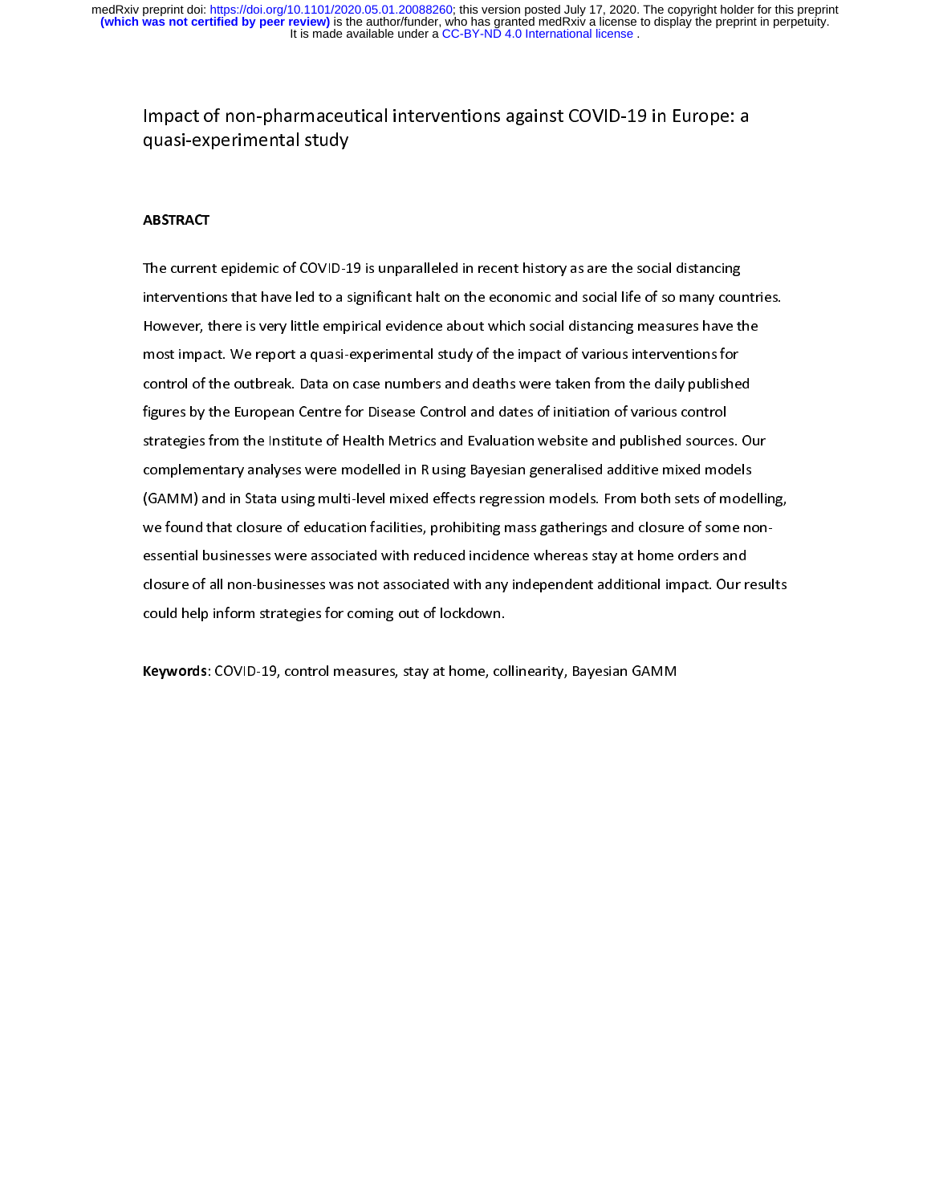Impact of non-pharmaceutical interventions against COVID-19 in Europe: a quasi-experimental study

## ABSTRACT

The current epidemic of COVID-19 is unparalleled in recent history as are the social distancing interventions that have led to a significant halt on the economic and social life of so many countries. However, there is very little empirical evidence about which social distancing measures have the most impact. We report a quasi-experimental study of the impact of various interventions for control of the outbreak. Data on case numbers and deaths were taken from the daily published figures by the European Centre for Disease Control and dates of initiation of various control strategies from the Institute of Health Metrics and Evaluation website and published sources. Our complementary analyses were modelled in R using Bayesian generalised additive mixed models (GAMM) and in Stata using multi-level mixed effects regression models. From both sets of modelling, we found that closure of education facilities, prohibiting mass gatherings and closure of some non-essential businesses were associated with reduced incidence whereas stay at home orders and closure of all non-businesses was not associated with any independent additional impact. Our results could help inform strategies for coming out of lockdown.

**Keywords**: COVID-19, control measures, stay at home, collinearity, Bayesian GAMM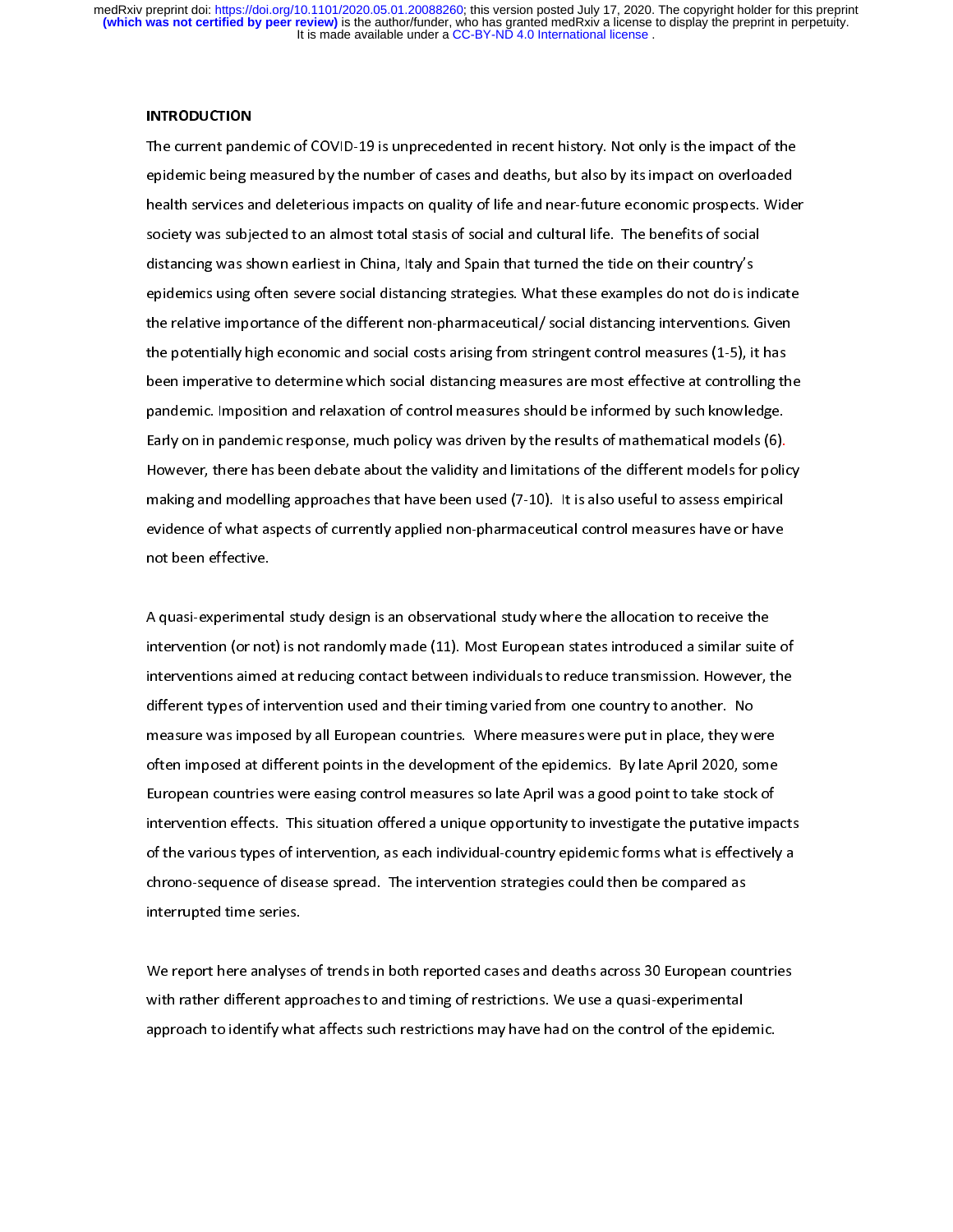## INTRODUCTION

The current pandemic of COVID-19 is unprecedented in recent history. Not only is the impact of the epidemic being measured by the number of cases and deaths, but also by its impact on overloaded health services and deleterious impacts on quality of life and near-future economic prospects. Wider society was subjected to an almost total stasis of social and cultural life. The benefits of social distancing was shown earliest in China, Italy and Spain that turned the tide on their country's epidemics using often severe social distancing strategies. What these examples do not do is indicate the relative importance of the different non-pharmaceutical/ social distancing interventions. Given the potentially high economic and social costs arising from stringent control measures (1-5), it has been imperative to determine which social distancing measures are most effective at controlling the pandemic. Imposition and relaxation of control measures should be informed by such knowledge. Early on in pandemic response, much policy was driven by the results of mathematical models (6). However, there has been debate about the validity and limitations of the different models for policy making and modelling approaches that have been used (7-10). It is also useful to assess empirical evidence of what aspects of currently applied non-pharmaceutical control measures have or have not been effective.

A quasi-experimental study design is an observational study where the allocation to receive the intervention (or not) is not randomly made (11). Most European states introduced a similar suite of interventions aimed at reducing contact between individuals to reduce transmission. However, the different types of intervention used and their timing varied from one country to another. No measure was imposed by all European countries. Where measures were put in place, they were often imposed at different points in the development of the epidemics. By late April 2020, some European countries were easing control measures so late April was a good point to take stock of intervention effects. This situation offered a unique opportunity to investigate the putative impacts of the various types of intervention, as each individual-country epidemic forms what is effectively a chrono-sequence of disease spread. The intervention strategies could then be compared as interrupted time series.

We report here analyses of trends in both reported cases and deaths across 30 European countries with rather different approaches to and timing of restrictions. We use a quasi-experimental approach to identify what affects such restrictions may have had on the control of the epidemic.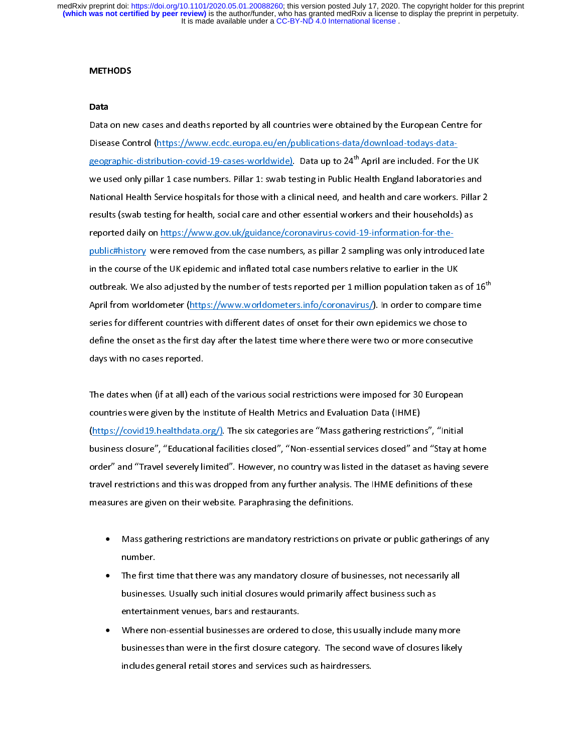## METHODS

### Data

Data on new cases and deaths reported by all countries were obtained by the European Centre for Disease Control (https://www.ecdc.europa.eu/en/publications-data/download-todays-data-geographic-distribution-covid-19-cases-worldwide). Data up to 24th April are included. For the UK we used only pillar 1 case numbers. Pillar 1: swab testing in Public Health England laboratories and National Health Service hospitals for those with a clinical need, and health and care workers. Pillar 2 results (swab testing for health, social care and other essential workers and their households) as reported daily on https://www.gov.uk/guidance/coronavirus-covid-19-information-for-the-public#history were removed from the case numbers, as pillar 2 sampling was only introduced late in the course of the UK epidemic and inflated total case numbers relative to earlier in the UK outbreak. We also adjusted by the number of tests reported per 1 million population taken as of 16th April from worldometer (https://www.worldometers.info/coronavirus/). In order to compare time series for different countries with different dates of onset for their own epidemics we chose to define the onset as the first day after the latest time where there were two or more consecutive days with no cases reported.

The dates when (if at all) each of the various social restrictions were imposed for 30 European countries were given by the Institute of Health Metrics and Evaluation Data (IHME) (https://covid19.healthdata.org/). The six categories are "Mass gathering restrictions", "Initial business closure", "Educational facilities closed", "Non-essential services closed" and "Stay at home order" and "Travel severely limited". However, no country was listed in the dataset as having severe travel restrictions and this was dropped from any further analysis. The IHME definitions of these measures are given on their website. Paraphrasing the definitions.

- Mass gathering restrictions are mandatory restrictions on private or public gatherings of any number.
- The first time that there was any mandatory closure of businesses, not necessarily all businesses. Usually such initial closures would primarily affect business such as entertainment venues, bars and restaurants.
- Where non-essential businesses are ordered to close, this usually include many more businesses than were in the first closure category. The second wave of closures likely includes general retail stores and services such as hairdressers.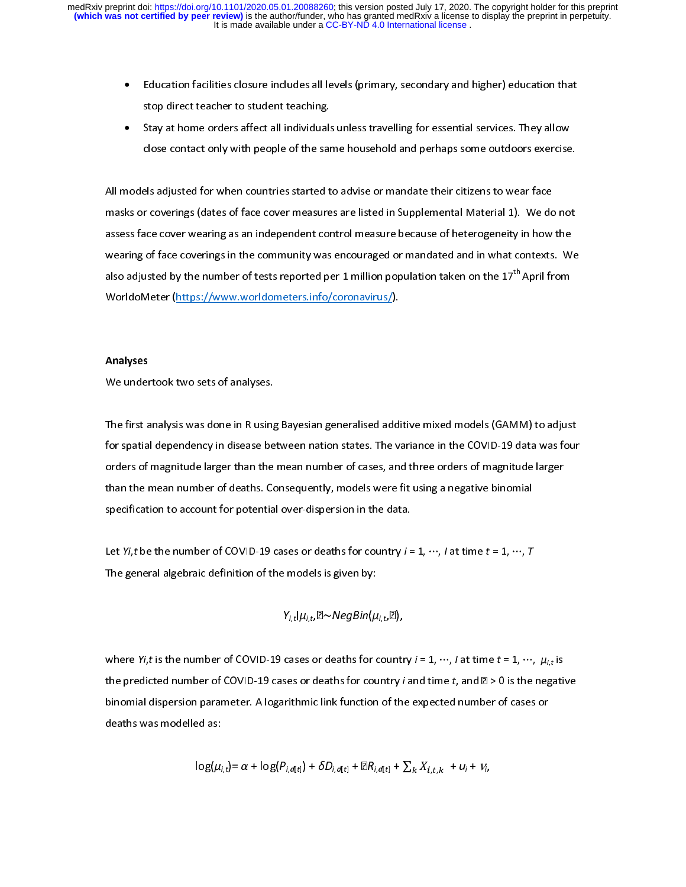- Education facilities closure includes all levels (primary, secondary and higher) education that stop direct teacher to student teaching.
- Stay at home orders affect all individuals unless travelling for essential services. They allow close contact only with people of the same household and perhaps some outdoors exercise.

All models adjusted for when countries started to advise or mandate their citizens to wear face masks or coverings (dates of face cover measures are listed in Supplemental Material 1). We do not assess face cover wearing as an independent control measure because of heterogeneity in how the wearing of face coverings in the community was encouraged or mandated and in what contexts. We also adjusted by the number of tests reported per 1 million population taken on the 17th April from WorldoMeter (https://www.worldometers.info/coronavirus/).

**Analyses**

We undertook two sets of analyses.

The first analysis was done in R using Bayesian generalised additive mixed models (GAMM) to adjust for spatial dependency in disease between nation states. The variance in the COVID-19 data was four orders of magnitude larger than the mean number of cases, and three orders of magnitude larger than the mean number of deaths. Consequently, models were fit using a negative binomial specification to account for potential over-dispersion in the data.

Let $Y_{i,t}$ be the number of COVID-19 cases or deaths for country $i = 1, \cdots, I$ at time $t = 1, \cdots, T$

The general algebraic definition of the models is given by:

$$Y_{i,t} | \mu_{i,t}, ▯ \sim NegBin(\mu_{i,t}, ▯),$$

where $Y_{i,t}$ is the number of COVID-19 cases or deaths for country $i = 1, \cdots, I$ at time $t = 1, \cdots,$ $\mu_{i,t}$ is the predicted number of COVID-19 cases or deaths for country $i$ and time $t$, and ▯ > 0 is the negative binomial dispersion parameter. A logarithmic link function of the expected number of cases or deaths was modelled as:

$$\log(\mu_{i,t}) = \alpha + \log(P_{i,d[t]}) + \delta D_{i,d[t]} + ▯R_{i,d[t]} + \sum_k X_{i,t,k} + u_i + v_i,$$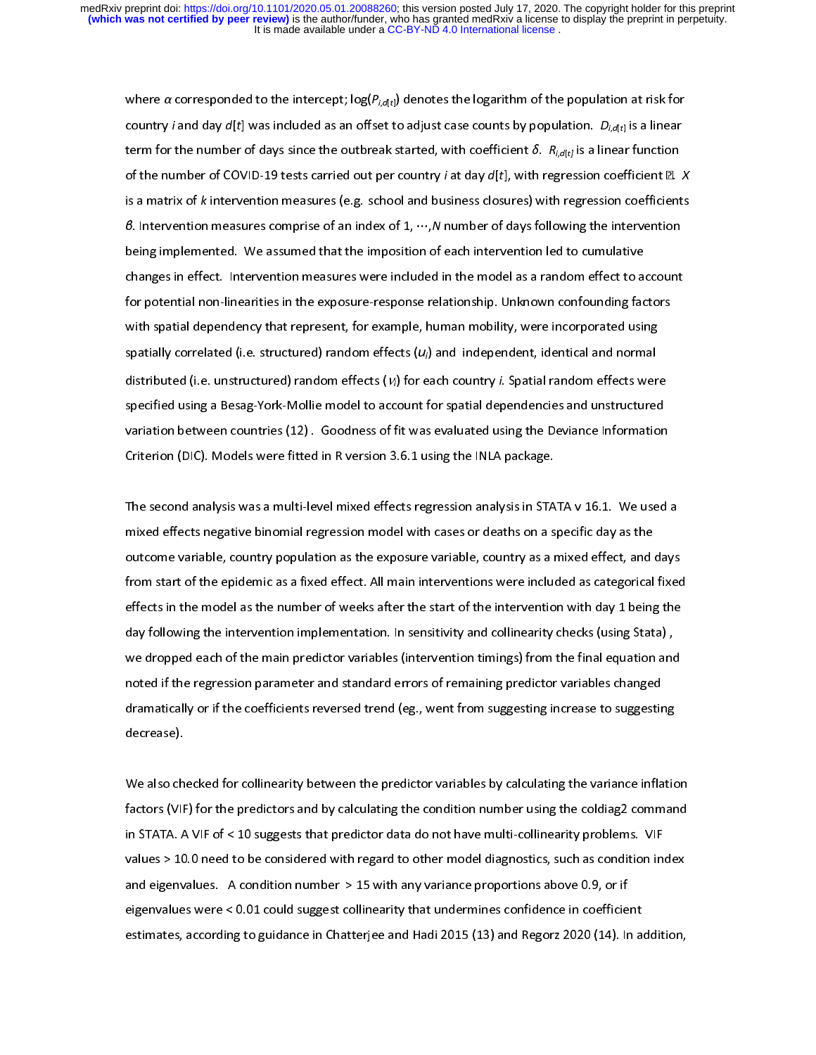where $\alpha$ corresponded to the intercept; $\log(P_{i,d[t]})$ denotes the logarithm of the population at risk for country $i$ and day $d[t]$ was included as an offset to adjust case counts by population. $D_{i,d[t]}$ is a linear term for the number of days since the outbreak started, with coefficient $\delta$. $R_{i,d[t]}$ is a linear function of the number of COVID-19 tests carried out per country $i$ at day $d[t]$, with regression coefficient ⍰. $X$ is a matrix of $k$ intervention measures (e.g. school and business closures) with regression coefficients $\beta$. Intervention measures comprise of an index of $1, \cdots, N$ number of days following the intervention being implemented. We assumed that the imposition of each intervention led to cumulative changes in effect. Intervention measures were included in the model as a random effect to account for potential non-linearities in the exposure-response relationship. Unknown confounding factors with spatial dependency that represent, for example, human mobility, were incorporated using spatially correlated (i.e. structured) random effects ($u_i$) and independent, identical and normal distributed (i.e. unstructured) random effects ($v_i$) for each country $i$. Spatial random effects were specified using a Besag-York-Mollie model to account for spatial dependencies and unstructured variation between countries (12). Goodness of fit was evaluated using the Deviance Information Criterion (DIC). Models were fitted in R version 3.6.1 using the INLA package.

The second analysis was a multi-level mixed effects regression analysis in STATA v 16.1. We used a mixed effects negative binomial regression model with cases or deaths on a specific day as the outcome variable, country population as the exposure variable, country as a mixed effect, and days from start of the epidemic as a fixed effect. All main interventions were included as categorical fixed effects in the model as the number of weeks after the start of the intervention with day 1 being the day following the intervention implementation. In sensitivity and collinearity checks (using Stata), we dropped each of the main predictor variables (intervention timings) from the final equation and noted if the regression parameter and standard errors of remaining predictor variables changed dramatically or if the coefficients reversed trend (eg., went from suggesting increase to suggesting decrease).

We also checked for collinearity between the predictor variables by calculating the variance inflation factors (VIF) for the predictors and by calculating the condition number using the coldiag2 command in STATA. A VIF of < 10 suggests that predictor data do not have multi-collinearity problems. VIF values > 10.0 need to be considered with regard to other model diagnostics, such as condition index and eigenvalues. A condition number > 15 with any variance proportions above 0.9, or if eigenvalues were < 0.01 could suggest collinearity that undermines confidence in coefficient estimates, according to guidance in Chatterjee and Hadi 2015 (13) and Regorz 2020 (14). In addition,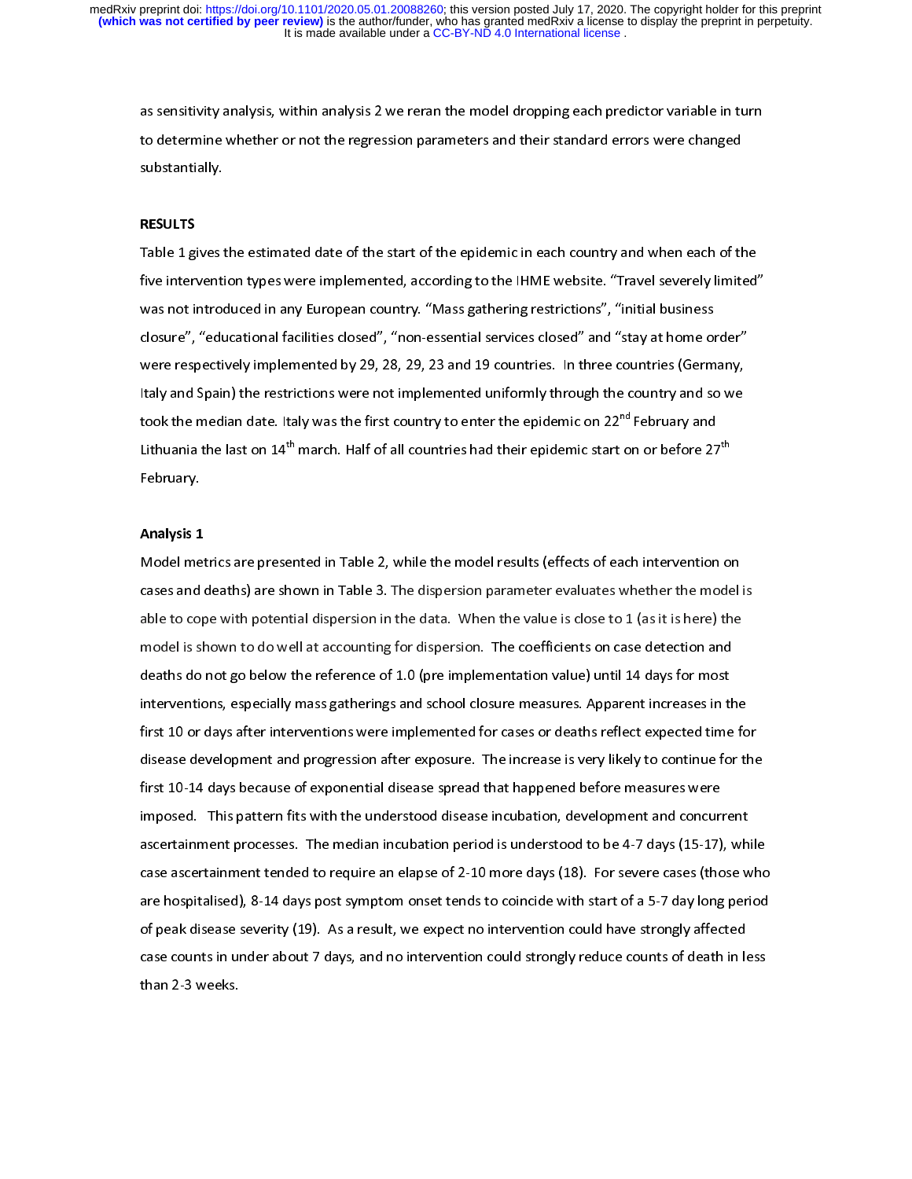as sensitivity analysis, within analysis 2 we reran the model dropping each predictor variable in turn to determine whether or not the regression parameters and their standard errors were changed substantially.

## RESULTS

Table 1 gives the estimated date of the start of the epidemic in each country and when each of the five intervention types were implemented, according to the IHME website. "Travel severely limited" was not introduced in any European country. "Mass gathering restrictions", "initial business closure", "educational facilities closed", "non-essential services closed" and "stay at home order" were respectively implemented by 29, 28, 29, 23 and 19 countries. In three countries (Germany, Italy and Spain) the restrictions were not implemented uniformly through the country and so we took the median date. Italy was the first country to enter the epidemic on 22nd February and Lithuania the last on 14th march. Half of all countries had their epidemic start on or before 27th February.

### Analysis 1

Model metrics are presented in Table 2, while the model results (effects of each intervention on cases and deaths) are shown in Table 3. The dispersion parameter evaluates whether the model is able to cope with potential dispersion in the data. When the value is close to 1 (as it is here) the model is shown to do well at accounting for dispersion. The coefficients on case detection and deaths do not go below the reference of 1.0 (pre implementation value) until 14 days for most interventions, especially mass gatherings and school closure measures. Apparent increases in the first 10 or days after interventions were implemented for cases or deaths reflect expected time for disease development and progression after exposure. The increase is very likely to continue for the first 10-14 days because of exponential disease spread that happened before measures were imposed. This pattern fits with the understood disease incubation, development and concurrent ascertainment processes. The median incubation period is understood to be 4-7 days (15-17), while case ascertainment tended to require an elapse of 2-10 more days (18). For severe cases (those who are hospitalised), 8-14 days post symptom onset tends to coincide with start of a 5-7 day long period of peak disease severity (19). As a result, we expect no intervention could have strongly affected case counts in under about 7 days, and no intervention could strongly reduce counts of death in less than 2-3 weeks.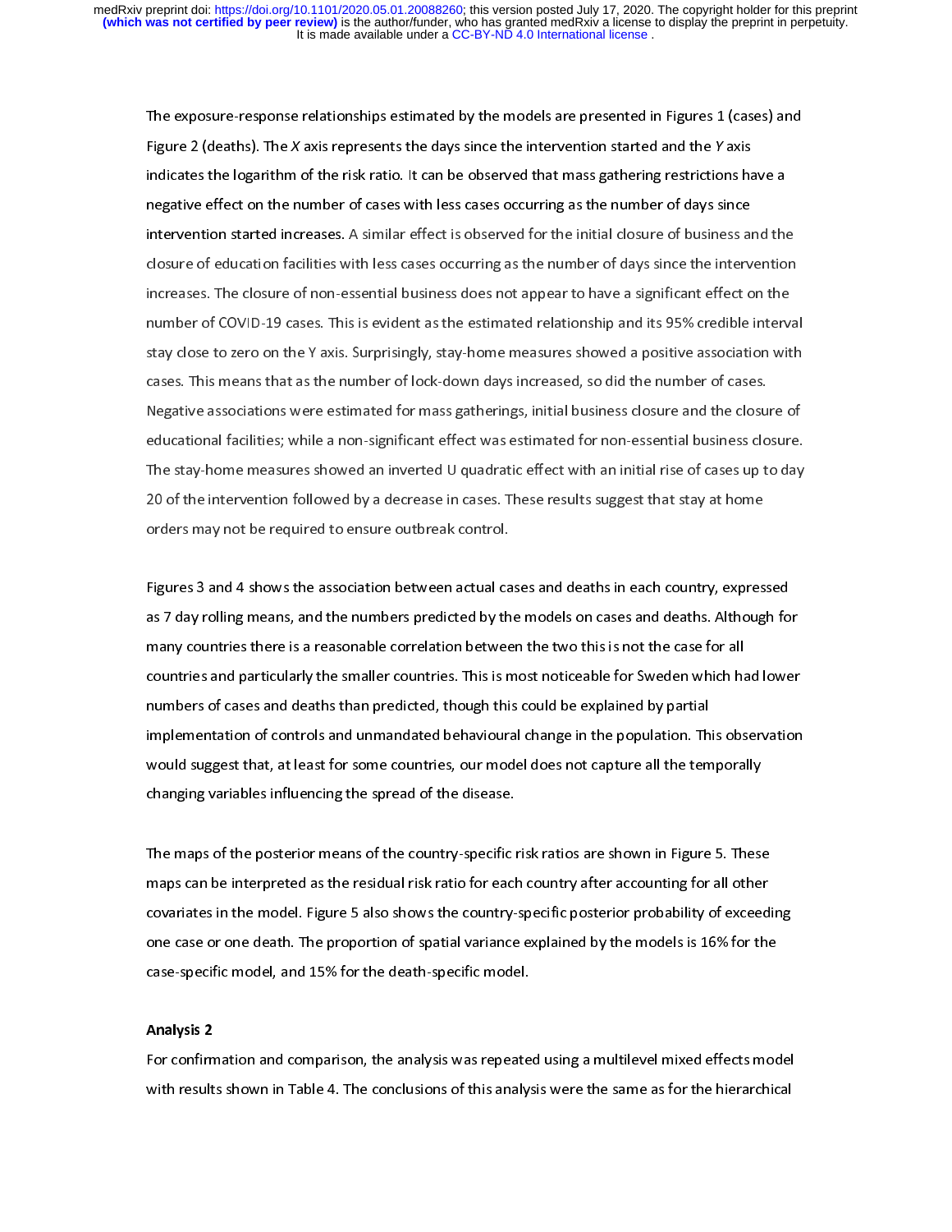The exposure-response relationships estimated by the models are presented in Figures 1 (cases) and Figure 2 (deaths). The *X* axis represents the days since the intervention started and the *Y* axis indicates the logarithm of the risk ratio. It can be observed that mass gathering restrictions have a negative effect on the number of cases with less cases occurring as the number of days since intervention started increases. A similar effect is observed for the initial closure of business and the closure of education facilities with less cases occurring as the number of days since the intervention increases. The closure of non-essential business does not appear to have a significant effect on the number of COVID-19 cases. This is evident as the estimated relationship and its 95% credible interval stay close to zero on the Y axis. Surprisingly, stay-home measures showed a positive association with cases. This means that as the number of lock-down days increased, so did the number of cases. Negative associations were estimated for mass gatherings, initial business closure and the closure of educational facilities; while a non-significant effect was estimated for non-essential business closure. The stay-home measures showed an inverted U quadratic effect with an initial rise of cases up to day 20 of the intervention followed by a decrease in cases. These results suggest that stay at home orders may not be required to ensure outbreak control.

Figures 3 and 4 shows the association between actual cases and deaths in each country, expressed as 7 day rolling means, and the numbers predicted by the models on cases and deaths. Although for many countries there is a reasonable correlation between the two this is not the case for all countries and particularly the smaller countries. This is most noticeable for Sweden which had lower numbers of cases and deaths than predicted, though this could be explained by partial implementation of controls and unmandated behavioural change in the population. This observation would suggest that, at least for some countries, our model does not capture all the temporally changing variables influencing the spread of the disease.

The maps of the posterior means of the country-specific risk ratios are shown in Figure 5. These maps can be interpreted as the residual risk ratio for each country after accounting for all other covariates in the model. Figure 5 also shows the country-specific posterior probability of exceeding one case or one death. The proportion of spatial variance explained by the models is 16% for the case-specific model, and 15% for the death-specific model.

**Analysis 2**

For confirmation and comparison, the analysis was repeated using a multilevel mixed effects model with results shown in Table 4. The conclusions of this analysis were the same as for the hierarchical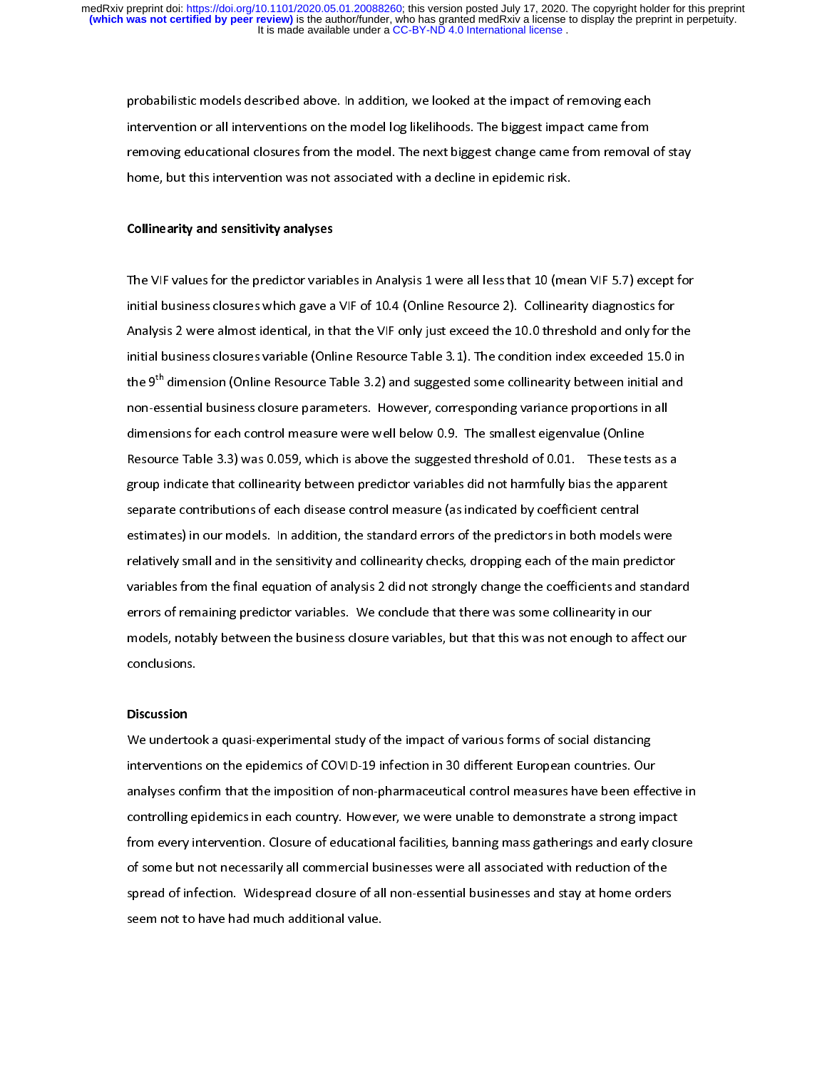probabilistic models described above. In addition, we looked at the impact of removing each intervention or all interventions on the model log likelihoods. The biggest impact came from removing educational closures from the model. The next biggest change came from removal of stay home, but this intervention was not associated with a decline in epidemic risk.

**Collinearity and sensitivity analyses**

The VIF values for the predictor variables in Analysis 1 were all less that 10 (mean VIF 5.7) except for initial business closures which gave a VIF of 10.4 (Online Resource 2). Collinearity diagnostics for Analysis 2 were almost identical, in that the VIF only just exceed the 10.0 threshold and only for the initial business closures variable (Online Resource Table 3.1). The condition index exceeded 15.0 in the 9th dimension (Online Resource Table 3.2) and suggested some collinearity between initial and non-essential business closure parameters. However, corresponding variance proportions in all dimensions for each control measure were well below 0.9. The smallest eigenvalue (Online Resource Table 3.3) was 0.059, which is above the suggested threshold of 0.01. These tests as a group indicate that collinearity between predictor variables did not harmfully bias the apparent separate contributions of each disease control measure (as indicated by coefficient central estimates) in our models. In addition, the standard errors of the predictors in both models were relatively small and in the sensitivity and collinearity checks, dropping each of the main predictor variables from the final equation of analysis 2 did not strongly change the coefficients and standard errors of remaining predictor variables. We conclude that there was some collinearity in our models, notably between the business closure variables, but that this was not enough to affect our conclusions.

## Discussion

We undertook a quasi-experimental study of the impact of various forms of social distancing interventions on the epidemics of COVID-19 infection in 30 different European countries. Our analyses confirm that the imposition of non-pharmaceutical control measures have been effective in controlling epidemics in each country. However, we were unable to demonstrate a strong impact from every intervention. Closure of educational facilities, banning mass gatherings and early closure of some but not necessarily all commercial businesses were all associated with reduction of the spread of infection. Widespread closure of all non-essential businesses and stay at home orders seem not to have had much additional value.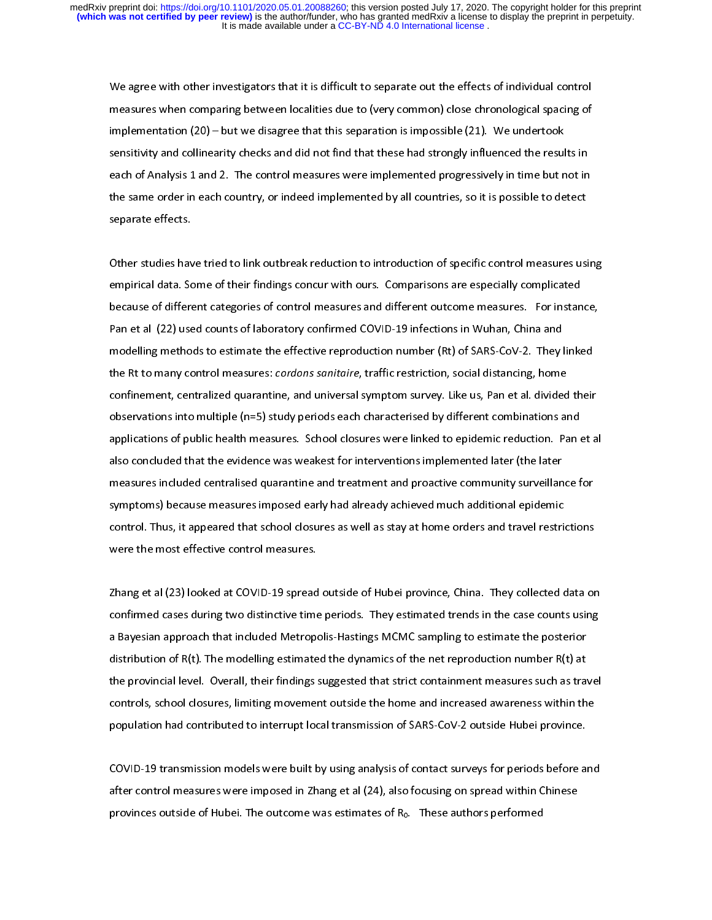We agree with other investigators that it is difficult to separate out the effects of individual control measures when comparing between localities due to (very common) close chronological spacing of implementation (20) – but we disagree that this separation is impossible (21). We undertook sensitivity and collinearity checks and did not find that these had strongly influenced the results in each of Analysis 1 and 2. The control measures were implemented progressively in time but not in the same order in each country, or indeed implemented by all countries, so it is possible to detect separate effects.

Other studies have tried to link outbreak reduction to introduction of specific control measures using empirical data. Some of their findings concur with ours. Comparisons are especially complicated because of different categories of control measures and different outcome measures. For instance, Pan et al (22) used counts of laboratory confirmed COVID-19 infections in Wuhan, China and modelling methods to estimate the effective reproduction number (Rt) of SARS-CoV-2. They linked the Rt to many control measures: *cordons sanitaire*, traffic restriction, social distancing, home confinement, centralized quarantine, and universal symptom survey. Like us, Pan et al. divided their observations into multiple (n=5) study periods each characterised by different combinations and applications of public health measures. School closures were linked to epidemic reduction. Pan et al also concluded that the evidence was weakest for interventions implemented later (the later measures included centralised quarantine and treatment and proactive community surveillance for symptoms) because measures imposed early had already achieved much additional epidemic control. Thus, it appeared that school closures as well as stay at home orders and travel restrictions were the most effective control measures.

Zhang et al (23) looked at COVID-19 spread outside of Hubei province, China. They collected data on confirmed cases during two distinctive time periods. They estimated trends in the case counts using a Bayesian approach that included Metropolis-Hastings MCMC sampling to estimate the posterior distribution of R(t). The modelling estimated the dynamics of the net reproduction number R(t) at the provincial level. Overall, their findings suggested that strict containment measures such as travel controls, school closures, limiting movement outside the home and increased awareness within the population had contributed to interrupt local transmission of SARS-CoV-2 outside Hubei province.

COVID-19 transmission models were built by using analysis of contact surveys for periods before and after control measures were imposed in Zhang et al (24), also focusing on spread within Chinese provinces outside of Hubei. The outcome was estimates of $R_0$. These authors performed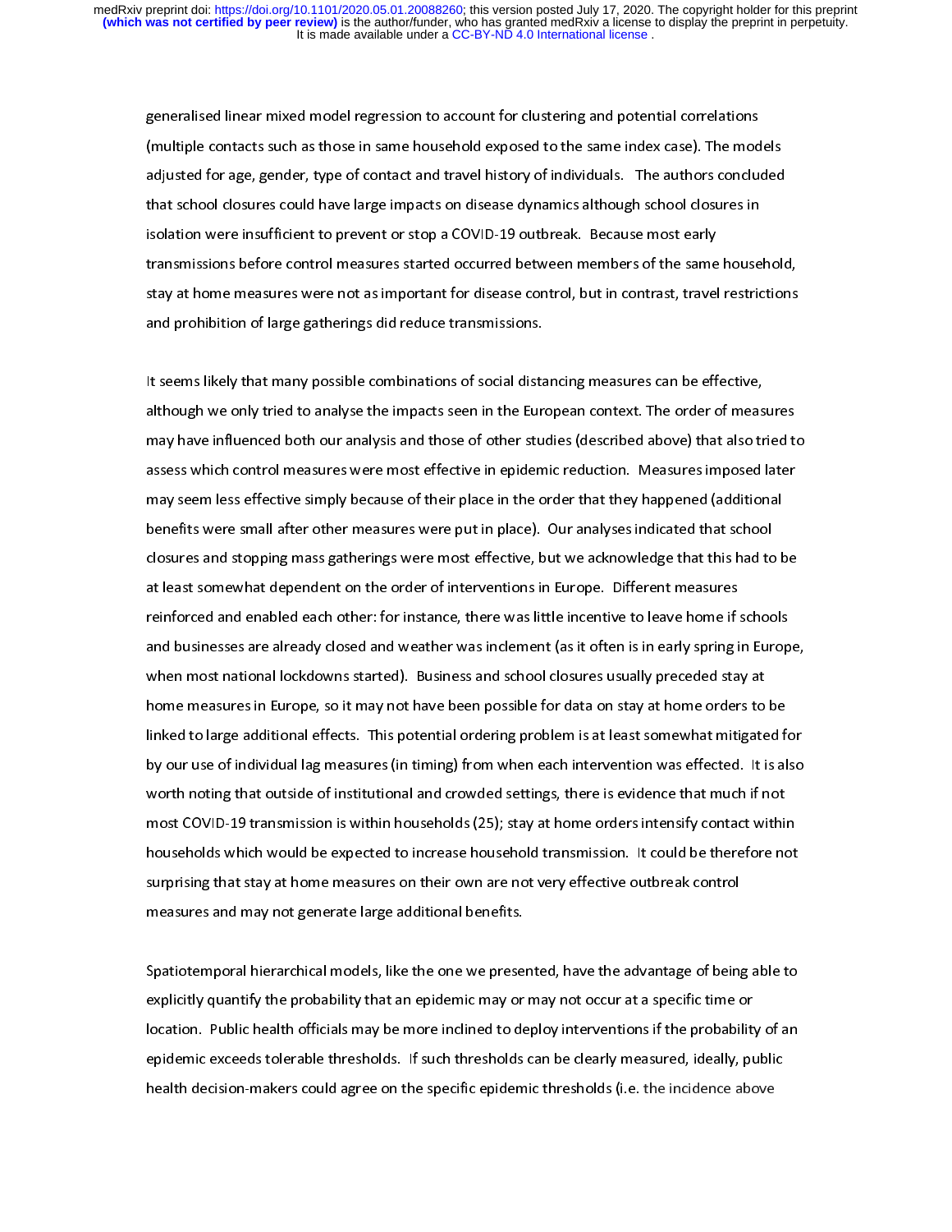generalised linear mixed model regression to account for clustering and potential correlations (multiple contacts such as those in same household exposed to the same index case). The models adjusted for age, gender, type of contact and travel history of individuals. The authors concluded that school closures could have large impacts on disease dynamics although school closures in isolation were insufficient to prevent or stop a COVID-19 outbreak. Because most early transmissions before control measures started occurred between members of the same household, stay at home measures were not as important for disease control, but in contrast, travel restrictions and prohibition of large gatherings did reduce transmissions.

It seems likely that many possible combinations of social distancing measures can be effective, although we only tried to analyse the impacts seen in the European context. The order of measures may have influenced both our analysis and those of other studies (described above) that also tried to assess which control measures were most effective in epidemic reduction. Measures imposed later may seem less effective simply because of their place in the order that they happened (additional benefits were small after other measures were put in place). Our analyses indicated that school closures and stopping mass gatherings were most effective, but we acknowledge that this had to be at least somewhat dependent on the order of interventions in Europe. Different measures reinforced and enabled each other: for instance, there was little incentive to leave home if schools and businesses are already closed and weather was inclement (as it often is in early spring in Europe, when most national lockdowns started). Business and school closures usually preceded stay at home measures in Europe, so it may not have been possible for data on stay at home orders to be linked to large additional effects. This potential ordering problem is at least somewhat mitigated for by our use of individual lag measures (in timing) from when each intervention was effected. It is also worth noting that outside of institutional and crowded settings, there is evidence that much if not most COVID-19 transmission is within households (25); stay at home orders intensify contact within households which would be expected to increase household transmission. It could be therefore not surprising that stay at home measures on their own are not very effective outbreak control measures and may not generate large additional benefits.

Spatiotemporal hierarchical models, like the one we presented, have the advantage of being able to explicitly quantify the probability that an epidemic may or may not occur at a specific time or location. Public health officials may be more inclined to deploy interventions if the probability of an epidemic exceeds tolerable thresholds. If such thresholds can be clearly measured, ideally, public health decision-makers could agree on the specific epidemic thresholds (i.e. the incidence above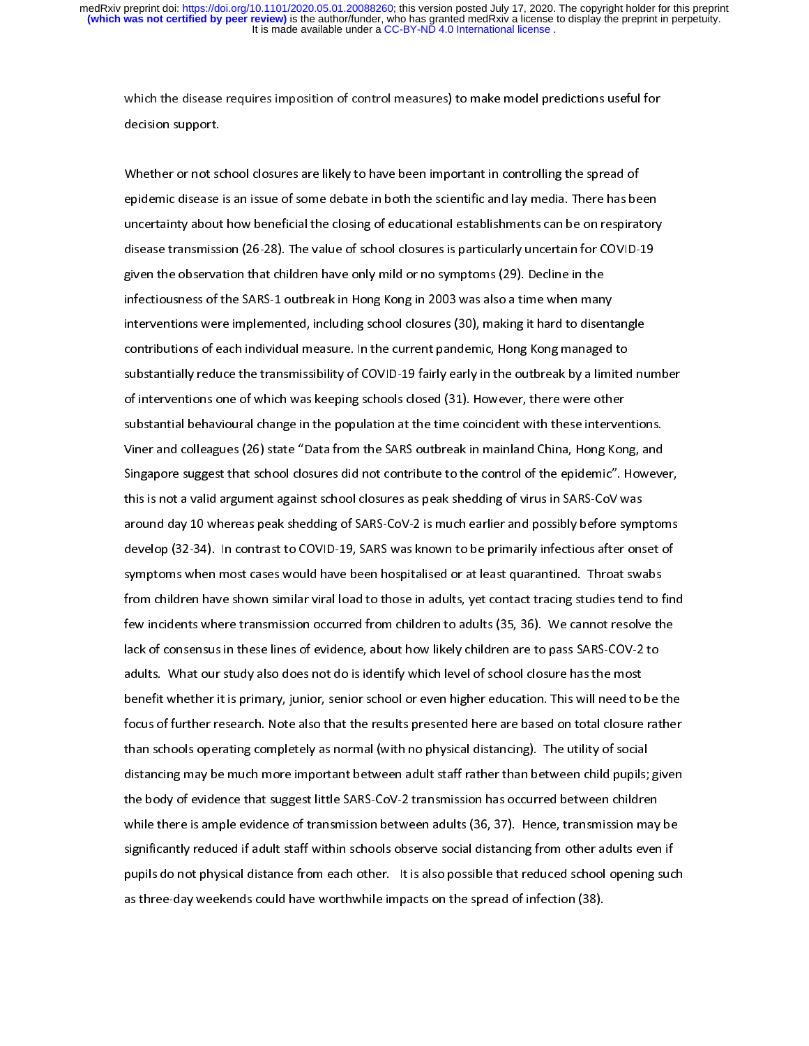which the disease requires imposition of control measures) to make model predictions useful for decision support.

Whether or not school closures are likely to have been important in controlling the spread of epidemic disease is an issue of some debate in both the scientific and lay media. There has been uncertainty about how beneficial the closing of educational establishments can be on respiratory disease transmission (26-28). The value of school closures is particularly uncertain for COVID-19 given the observation that children have only mild or no symptoms (29). Decline in the infectiousness of the SARS-1 outbreak in Hong Kong in 2003 was also a time when many interventions were implemented, including school closures (30), making it hard to disentangle contributions of each individual measure. In the current pandemic, Hong Kong managed to substantially reduce the transmissibility of COVID-19 fairly early in the outbreak by a limited number of interventions one of which was keeping schools closed (31). However, there were other substantial behavioural change in the population at the time coincident with these interventions. Viner and colleagues (26) state "Data from the SARS outbreak in mainland China, Hong Kong, and Singapore suggest that school closures did not contribute to the control of the epidemic". However, this is not a valid argument against school closures as peak shedding of virus in SARS-CoV was around day 10 whereas peak shedding of SARS-CoV-2 is much earlier and possibly before symptoms develop (32-34). In contrast to COVID-19, SARS was known to be primarily infectious after onset of symptoms when most cases would have been hospitalised or at least quarantined. Throat swabs from children have shown similar viral load to those in adults, yet contact tracing studies tend to find few incidents where transmission occurred from children to adults (35, 36). We cannot resolve the lack of consensus in these lines of evidence, about how likely children are to pass SARS-COV-2 to adults. What our study also does not do is identify which level of school closure has the most benefit whether it is primary, junior, senior school or even higher education. This will need to be the focus of further research. Note also that the results presented here are based on total closure rather than schools operating completely as normal (with no physical distancing). The utility of social distancing may be much more important between adult staff rather than between child pupils; given the body of evidence that suggest little SARS-CoV-2 transmission has occurred between children while there is ample evidence of transmission between adults (36, 37). Hence, transmission may be significantly reduced if adult staff within schools observe social distancing from other adults even if pupils do not physical distance from each other. It is also possible that reduced school opening such as three-day weekends could have worthwhile impacts on the spread of infection (38).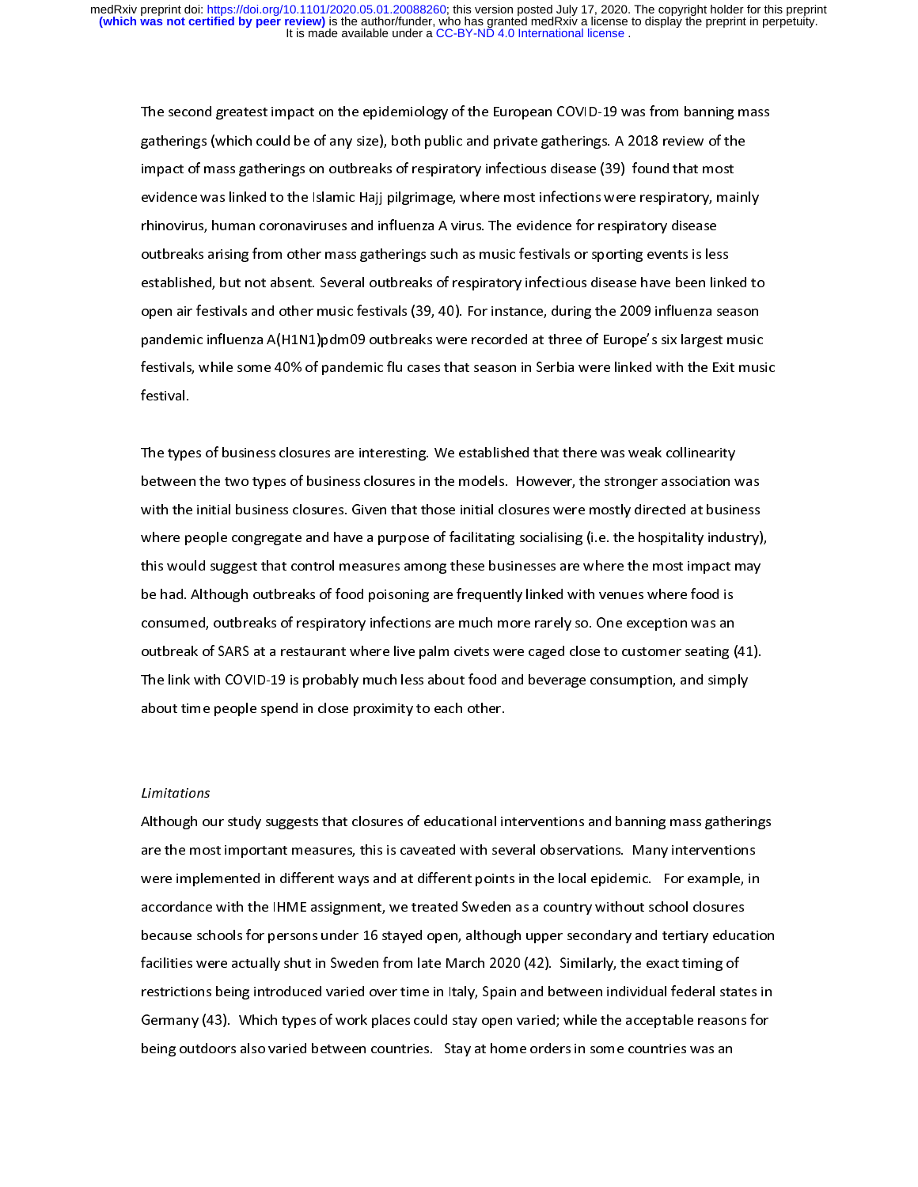The second greatest impact on the epidemiology of the European COVID-19 was from banning mass gatherings (which could be of any size), both public and private gatherings. A 2018 review of the impact of mass gatherings on outbreaks of respiratory infectious disease (39) found that most evidence was linked to the Islamic Hajj pilgrimage, where most infections were respiratory, mainly rhinovirus, human coronaviruses and influenza A virus. The evidence for respiratory disease outbreaks arising from other mass gatherings such as music festivals or sporting events is less established, but not absent. Several outbreaks of respiratory infectious disease have been linked to open air festivals and other music festivals (39, 40). For instance, during the 2009 influenza season pandemic influenza A(H1N1)pdm09 outbreaks were recorded at three of Europe's six largest music festivals, while some 40% of pandemic flu cases that season in Serbia were linked with the Exit music festival.

The types of business closures are interesting. We established that there was weak collinearity between the two types of business closures in the models. However, the stronger association was with the initial business closures. Given that those initial closures were mostly directed at business where people congregate and have a purpose of facilitating socialising (i.e. the hospitality industry), this would suggest that control measures among these businesses are where the most impact may be had. Although outbreaks of food poisoning are frequently linked with venues where food is consumed, outbreaks of respiratory infections are much more rarely so. One exception was an outbreak of SARS at a restaurant where live palm civets were caged close to customer seating (41). The link with COVID-19 is probably much less about food and beverage consumption, and simply about time people spend in close proximity to each other.

*Limitations*

Although our study suggests that closures of educational interventions and banning mass gatherings are the most important measures, this is caveated with several observations. Many interventions were implemented in different ways and at different points in the local epidemic. For example, in accordance with the IHME assignment, we treated Sweden as a country without school closures because schools for persons under 16 stayed open, although upper secondary and tertiary education facilities were actually shut in Sweden from late March 2020 (42). Similarly, the exact timing of restrictions being introduced varied over time in Italy, Spain and between individual federal states in Germany (43). Which types of work places could stay open varied; while the acceptable reasons for being outdoors also varied between countries. Stay at home orders in some countries was an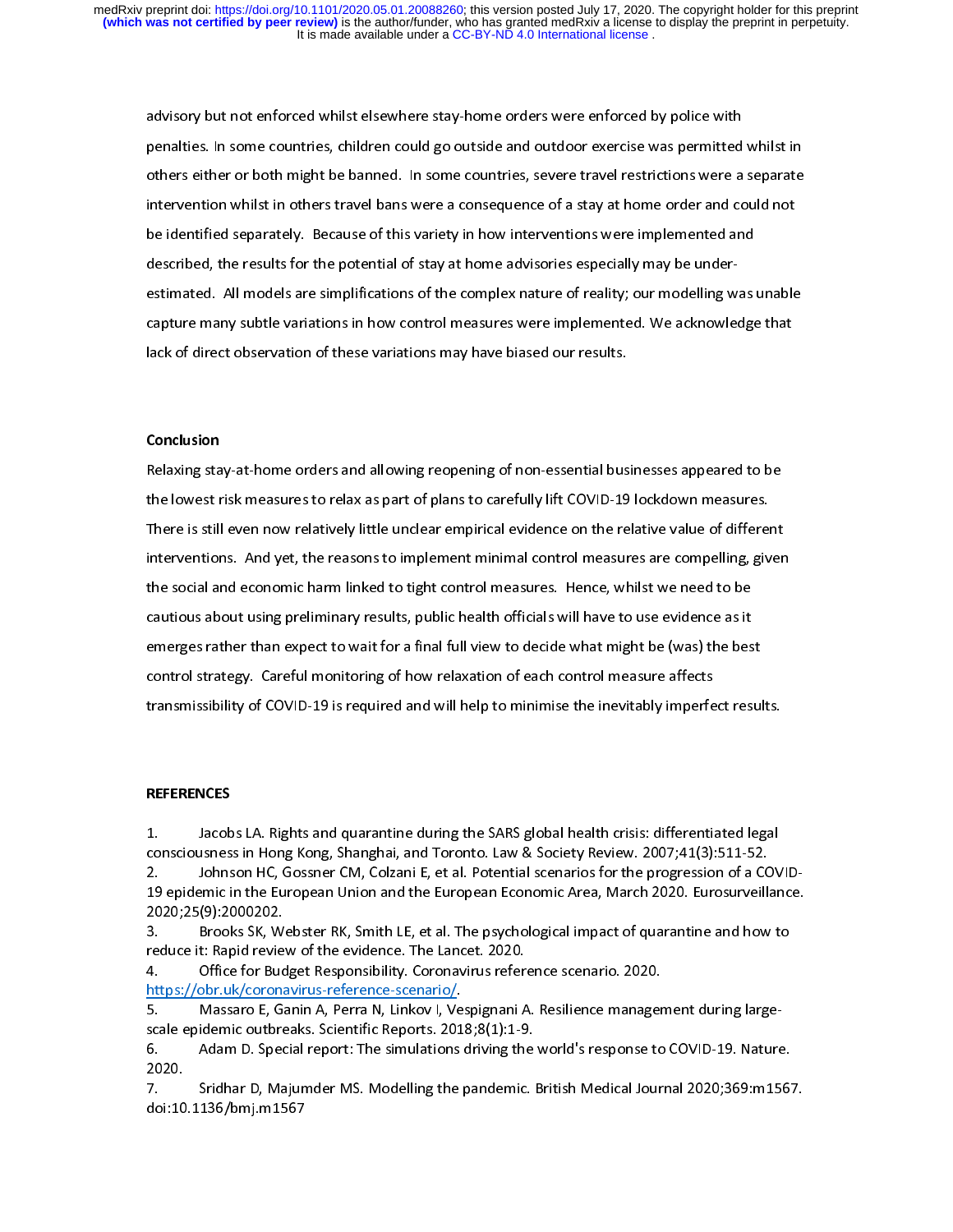advisory but not enforced whilst elsewhere stay-home orders were enforced by police with penalties. In some countries, children could go outside and outdoor exercise was permitted whilst in others either or both might be banned. In some countries, severe travel restrictions were a separate intervention whilst in others travel bans were a consequence of a stay at home order and could not be identified separately. Because of this variety in how interventions were implemented and described, the results for the potential of stay at home advisories especially may be under-estimated. All models are simplifications of the complex nature of reality; our modelling was unable capture many subtle variations in how control measures were implemented. We acknowledge that lack of direct observation of these variations may have biased our results.

## Conclusion

Relaxing stay-at-home orders and allowing reopening of non-essential businesses appeared to be the lowest risk measures to relax as part of plans to carefully lift COVID-19 lockdown measures. There is still even now relatively little unclear empirical evidence on the relative value of different interventions. And yet, the reasons to implement minimal control measures are compelling, given the social and economic harm linked to tight control measures. Hence, whilst we need to be cautious about using preliminary results, public health officials will have to use evidence as it emerges rather than expect to wait for a final full view to decide what might be (was) the best control strategy. Careful monitoring of how relaxation of each control measure affects transmissibility of COVID-19 is required and will help to minimise the inevitably imperfect results.

## REFERENCES

1. Jacobs LA. Rights and quarantine during the SARS global health crisis: differentiated legal consciousness in Hong Kong, Shanghai, and Toronto. Law & Society Review. 2007;41(3):511-52.
2. Johnson HC, Gossner CM, Colzani E, et al. Potential scenarios for the progression of a COVID-19 epidemic in the European Union and the European Economic Area, March 2020. Eurosurveillance. 2020;25(9):2000202.
3. Brooks SK, Webster RK, Smith LE, et al. The psychological impact of quarantine and how to reduce it: Rapid review of the evidence. The Lancet. 2020.
4. Office for Budget Responsibility. Coronavirus reference scenario. 2020. https://obr.uk/coronavirus-reference-scenario/.
5. Massaro E, Ganin A, Perra N, Linkov I, Vespignani A. Resilience management during large-scale epidemic outbreaks. Scientific Reports. 2018;8(1):1-9.
6. Adam D. Special report: The simulations driving the world's response to COVID-19. Nature. 2020.
7. Sridhar D, Majumder MS. Modelling the pandemic. British Medical Journal 2020;369:m1567. doi:10.1136/bmj.m1567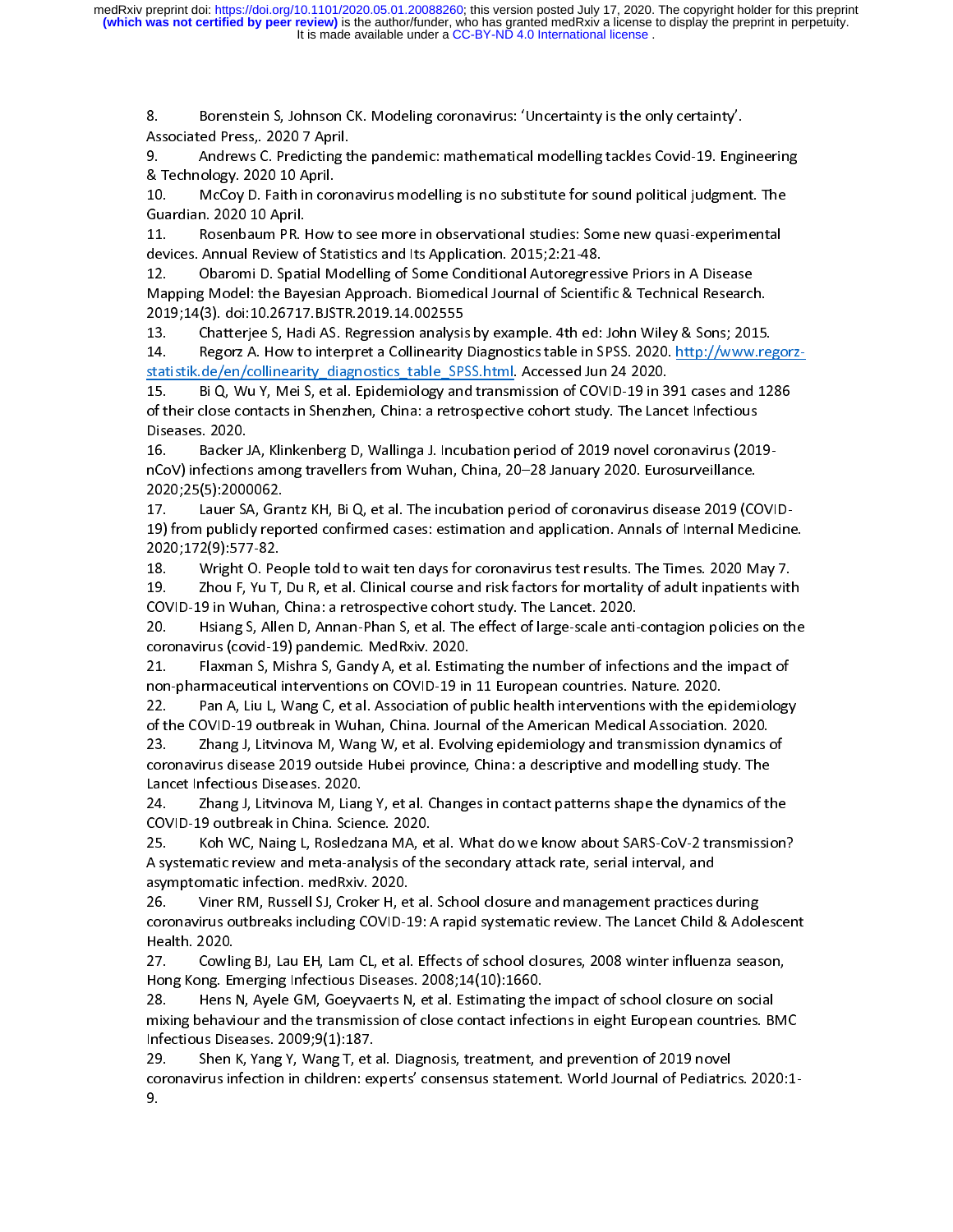8. Borenstein S, Johnson CK. Modeling coronavirus: 'Uncertainty is the only certainty'. Associated Press,. 2020 7 April.

9. Andrews C. Predicting the pandemic: mathematical modelling tackles Covid-19. Engineering & Technology. 2020 10 April.

10. McCoy D. Faith in coronavirus modelling is no substitute for sound political judgment. The Guardian. 2020 10 April.

11. Rosenbaum PR. How to see more in observational studies: Some new quasi-experimental devices. Annual Review of Statistics and Its Application. 2015;2:21-48.

12. Obaromi D. Spatial Modelling of Some Conditional Autoregressive Priors in A Disease Mapping Model: the Bayesian Approach. Biomedical Journal of Scientific & Technical Research. 2019;14(3). doi:10.26717.BJSTR.2019.14.002555

13. Chatterjee S, Hadi AS. Regression analysis by example. 4th ed: John Wiley & Sons; 2015.

14. Regorz A. How to interpret a Collinearity Diagnostics table in SPSS. 2020. http://www.regorz-statistik.de/en/collinearity_diagnostics_table_SPSS.html. Accessed Jun 24 2020.

15. Bi Q, Wu Y, Mei S, et al. Epidemiology and transmission of COVID-19 in 391 cases and 1286 of their close contacts in Shenzhen, China: a retrospective cohort study. The Lancet Infectious Diseases. 2020.

16. Backer JA, Klinkenberg D, Wallinga J. Incubation period of 2019 novel coronavirus (2019-nCoV) infections among travellers from Wuhan, China, 20–28 January 2020. Eurosurveillance. 2020;25(5):2000062.

17. Lauer SA, Grantz KH, Bi Q, et al. The incubation period of coronavirus disease 2019 (COVID-19) from publicly reported confirmed cases: estimation and application. Annals of Internal Medicine. 2020;172(9):577-82.

18. Wright O. People told to wait ten days for coronavirus test results. The Times. 2020 May 7.

19. Zhou F, Yu T, Du R, et al. Clinical course and risk factors for mortality of adult inpatients with COVID-19 in Wuhan, China: a retrospective cohort study. The Lancet. 2020.

20. Hsiang S, Allen D, Annan-Phan S, et al. The effect of large-scale anti-contagion policies on the coronavirus (covid-19) pandemic. MedRxiv. 2020.

21. Flaxman S, Mishra S, Gandy A, et al. Estimating the number of infections and the impact of non-pharmaceutical interventions on COVID-19 in 11 European countries. Nature. 2020.

22. Pan A, Liu L, Wang C, et al. Association of public health interventions with the epidemiology of the COVID-19 outbreak in Wuhan, China. Journal of the American Medical Association. 2020.

23. Zhang J, Litvinova M, Wang W, et al. Evolving epidemiology and transmission dynamics of coronavirus disease 2019 outside Hubei province, China: a descriptive and modelling study. The Lancet Infectious Diseases. 2020.

24. Zhang J, Litvinova M, Liang Y, et al. Changes in contact patterns shape the dynamics of the COVID-19 outbreak in China. Science. 2020.

25. Koh WC, Naing L, Rosledzana MA, et al. What do we know about SARS-CoV-2 transmission? A systematic review and meta-analysis of the secondary attack rate, serial interval, and asymptomatic infection. medRxiv. 2020.

26. Viner RM, Russell SJ, Croker H, et al. School closure and management practices during coronavirus outbreaks including COVID-19: A rapid systematic review. The Lancet Child & Adolescent Health. 2020.

27. Cowling BJ, Lau EH, Lam CL, et al. Effects of school closures, 2008 winter influenza season, Hong Kong. Emerging Infectious Diseases. 2008;14(10):1660.

28. Hens N, Ayele GM, Goeyvaerts N, et al. Estimating the impact of school closure on social mixing behaviour and the transmission of close contact infections in eight European countries. BMC Infectious Diseases. 2009;9(1):187.

29. Shen K, Yang Y, Wang T, et al. Diagnosis, treatment, and prevention of 2019 novel coronavirus infection in children: experts' consensus statement. World Journal of Pediatrics. 2020:1-9.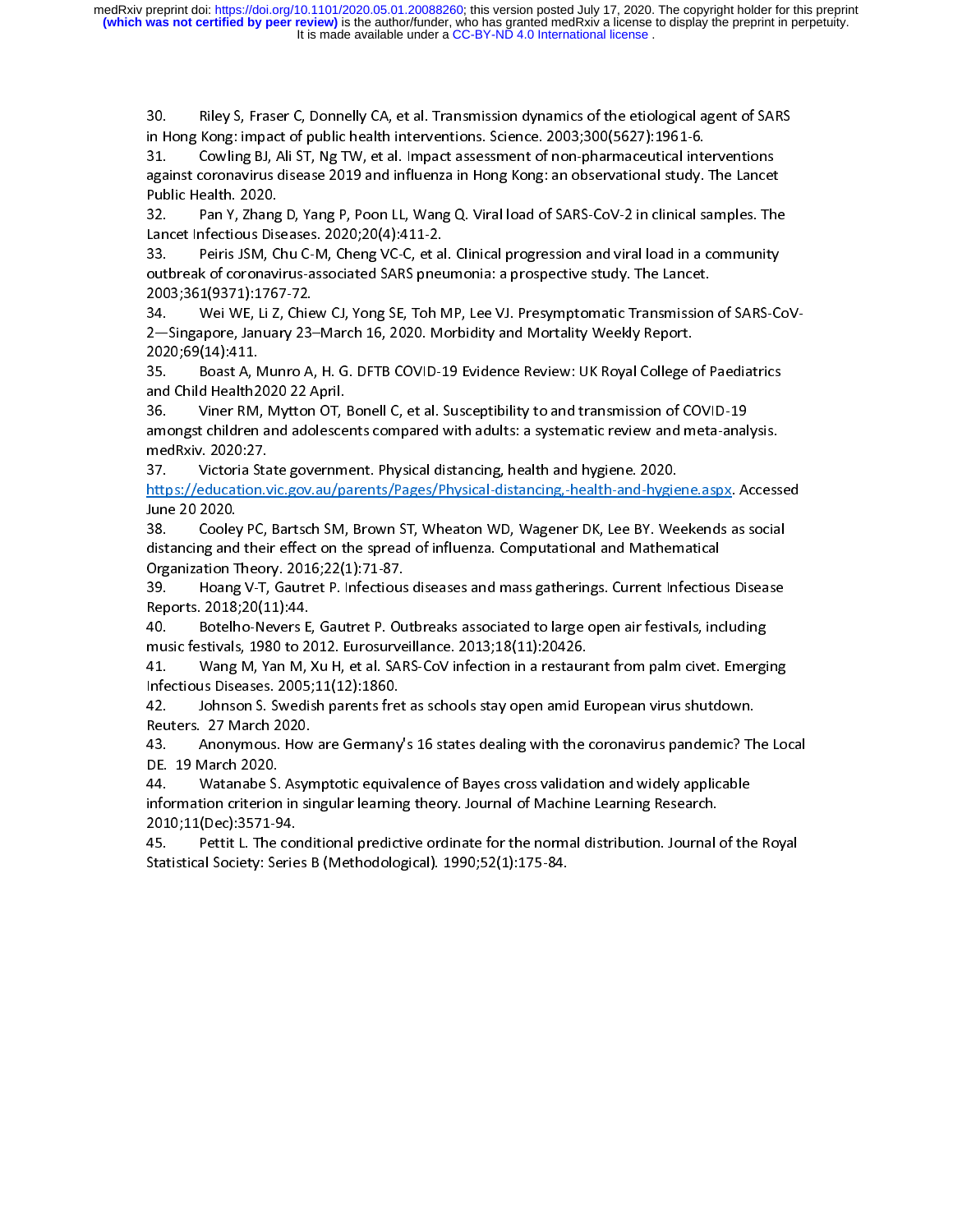30. Riley S, Fraser C, Donnelly CA, et al. Transmission dynamics of the etiological agent of SARS in Hong Kong: impact of public health interventions. Science. 2003;300(5627):1961-6.

31. Cowling BJ, Ali ST, Ng TW, et al. Impact assessment of non-pharmaceutical interventions against coronavirus disease 2019 and influenza in Hong Kong: an observational study. The Lancet Public Health. 2020.

32. Pan Y, Zhang D, Yang P, Poon LL, Wang Q. Viral load of SARS-CoV-2 in clinical samples. The Lancet Infectious Diseases. 2020;20(4):411-2.

33. Peiris JSM, Chu C-M, Cheng VC-C, et al. Clinical progression and viral load in a community outbreak of coronavirus-associated SARS pneumonia: a prospective study. The Lancet. 2003;361(9371):1767-72.

34. Wei WE, Li Z, Chiew CJ, Yong SE, Toh MP, Lee VJ. Presymptomatic Transmission of SARS-CoV-2—Singapore, January 23–March 16, 2020. Morbidity and Mortality Weekly Report. 2020;69(14):411.

35. Boast A, Munro A, H. G. DFTB COVID-19 Evidence Review: UK Royal College of Paediatrics and Child Health2020 22 April.

36. Viner RM, Mytton OT, Bonell C, et al. Susceptibility to and transmission of COVID-19 amongst children and adolescents compared with adults: a systematic review and meta-analysis. medRxiv. 2020:27.

37. Victoria State government. Physical distancing, health and hygiene. 2020. https://education.vic.gov.au/parents/Pages/Physical-distancing,-health-and-hygiene.aspx. Accessed June 20 2020.

38. Cooley PC, Bartsch SM, Brown ST, Wheaton WD, Wagener DK, Lee BY. Weekends as social distancing and their effect on the spread of influenza. Computational and Mathematical Organization Theory. 2016;22(1):71-87.

39. Hoang V-T, Gautret P. Infectious diseases and mass gatherings. Current Infectious Disease Reports. 2018;20(11):44.

40. Botelho-Nevers E, Gautret P. Outbreaks associated to large open air festivals, including music festivals, 1980 to 2012. Eurosurveillance. 2013;18(11):20426.

41. Wang M, Yan M, Xu H, et al. SARS-CoV infection in a restaurant from palm civet. Emerging Infectious Diseases. 2005;11(12):1860.

42. Johnson S. Swedish parents fret as schools stay open amid European virus shutdown. Reuters. 27 March 2020.

43. Anonymous. How are Germany's 16 states dealing with the coronavirus pandemic? The Local DE. 19 March 2020.

44. Watanabe S. Asymptotic equivalence of Bayes cross validation and widely applicable information criterion in singular learning theory. Journal of Machine Learning Research. 2010;11(Dec):3571-94.

45. Pettit L. The conditional predictive ordinate for the normal distribution. Journal of the Royal Statistical Society: Series B (Methodological). 1990;52(1):175-84.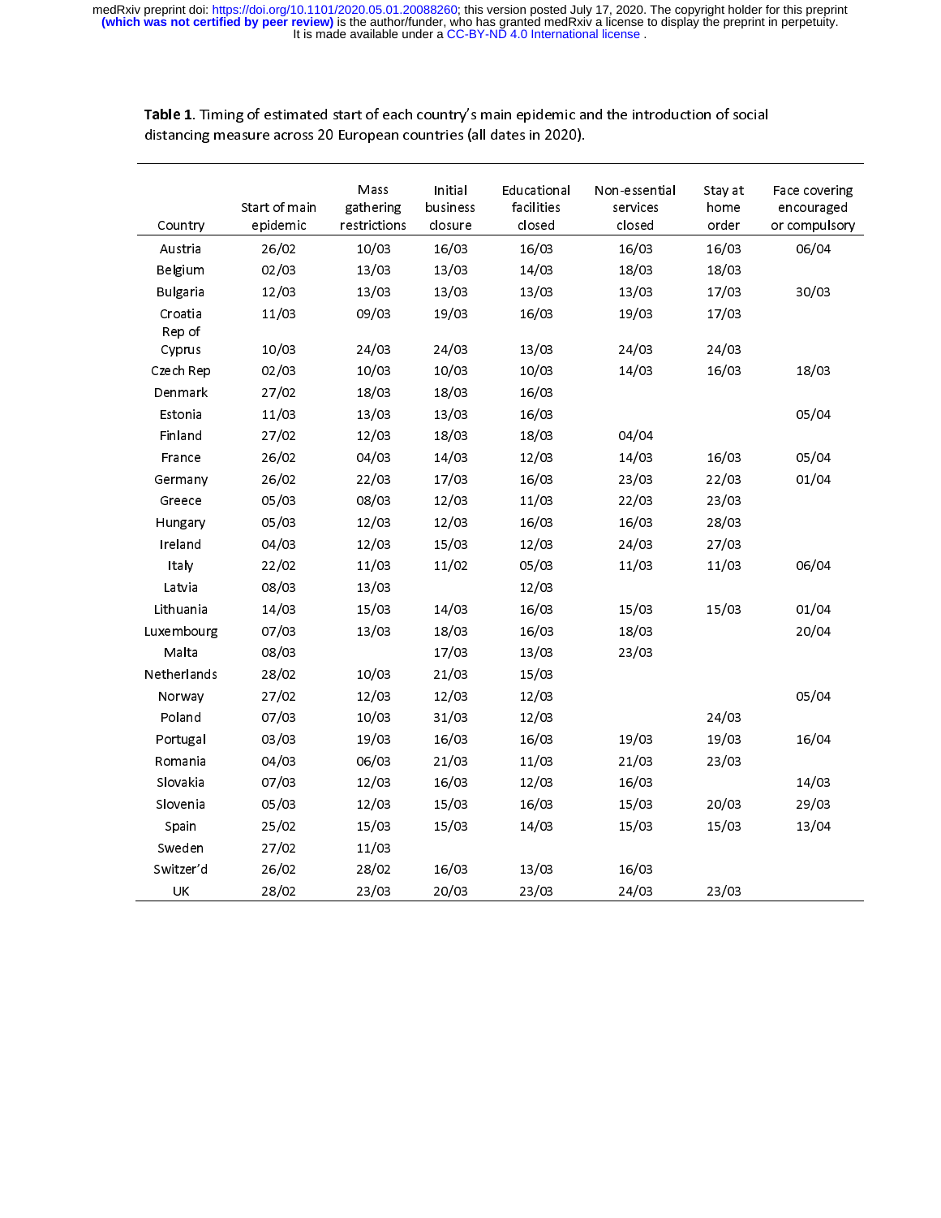**Table 1**. Timing of estimated start of each country's main epidemic and the introduction of social distancing measure across 20 European countries (all dates in 2020).

| Country | Start of main epidemic | Mass gathering restrictions | Initial business closure | Educational facilities closed | Non-essential services closed | Stay at home order | Face covering encouraged or compulsory |
|---|---|---|---|---|---|---|---|
| Austria | 26/02 | 10/03 | 16/03 | 16/03 | 16/03 | 16/03 | 06/04 |
| Belgium | 02/03 | 13/03 | 13/03 | 14/03 | 18/03 | 18/03 | |
| Bulgaria | 12/03 | 13/03 | 13/03 | 13/03 | 13/03 | 17/03 | 30/03 |
| Croatia | 11/03 | 09/03 | 19/03 | 16/03 | 19/03 | 17/03 | |
| Rep of Cyprus | 10/03 | 24/03 | 24/03 | 13/03 | 24/03 | 24/03 | |
| Czech Rep | 02/03 | 10/03 | 10/03 | 10/03 | 14/03 | 16/03 | 18/03 |
| Denmark | 27/02 | 18/03 | 18/03 | 16/03 | | | |
| Estonia | 11/03 | 13/03 | 13/03 | 16/03 | | | 05/04 |
| Finland | 27/02 | 12/03 | 18/03 | 18/03 | 04/04 | | |
| France | 26/02 | 04/03 | 14/03 | 12/03 | 14/03 | 16/03 | 05/04 |
| Germany | 26/02 | 22/03 | 17/03 | 16/03 | 23/03 | 22/03 | 01/04 |
| Greece | 05/03 | 08/03 | 12/03 | 11/03 | 22/03 | 23/03 | |
| Hungary | 05/03 | 12/03 | 12/03 | 16/03 | 16/03 | 28/03 | |
| Ireland | 04/03 | 12/03 | 15/03 | 12/03 | 24/03 | 27/03 | |
| Italy | 22/02 | 11/03 | 11/02 | 05/03 | 11/03 | 11/03 | 06/04 |
| Latvia | 08/03 | 13/03 | | 12/03 | | | |
| Lithuania | 14/03 | 15/03 | 14/03 | 16/03 | 15/03 | 15/03 | 01/04 |
| Luxembourg | 07/03 | 13/03 | 18/03 | 16/03 | 18/03 | | 20/04 |
| Malta | 08/03 | | 17/03 | 13/03 | 23/03 | | |
| Netherlands | 28/02 | 10/03 | 21/03 | 15/03 | | | |
| Norway | 27/02 | 12/03 | 12/03 | 12/03 | | | 05/04 |
| Poland | 07/03 | 10/03 | 31/03 | 12/03 | | 24/03 | |
| Portugal | 03/03 | 19/03 | 16/03 | 16/03 | 19/03 | 19/03 | 16/04 |
| Romania | 04/03 | 06/03 | 21/03 | 11/03 | 21/03 | 23/03 | |
| Slovakia | 07/03 | 12/03 | 16/03 | 12/03 | 16/03 | | 14/03 |
| Slovenia | 05/03 | 12/03 | 15/03 | 16/03 | 15/03 | 20/03 | 29/03 |
| Spain | 25/02 | 15/03 | 15/03 | 14/03 | 15/03 | 15/03 | 13/04 |
| Sweden | 27/02 | 11/03 | | | | | |
| Switzer'd | 26/02 | 28/02 | 16/03 | 13/03 | 16/03 | | |
| UK | 28/02 | 23/03 | 20/03 | 23/03 | 24/03 | 23/03 | |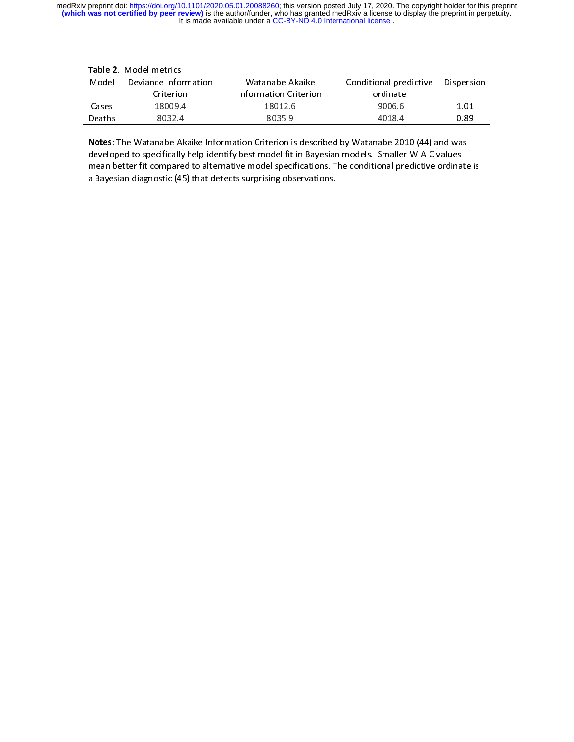**Table 2**. Model metrics

| Model | Deviance Information Criterion | Watanabe-Akaike Information Criterion | Conditional predictive ordinate | Dispersion |
|---|---|---|---|---|
| Cases | 18009.4 | 18012.6 | -9006.6 | 1.01 |
| Deaths | 8032.4 | 8035.9 | -4018.4 | 0.89 |

**Notes**: The Watanabe-Akaike Information Criterion is described by Watanabe 2010 (44) and was developed to specifically help identify best model fit in Bayesian models. Smaller W-AIC values mean better fit compared to alternative model specifications. The conditional predictive ordinate is a Bayesian diagnostic (45) that detects surprising observations.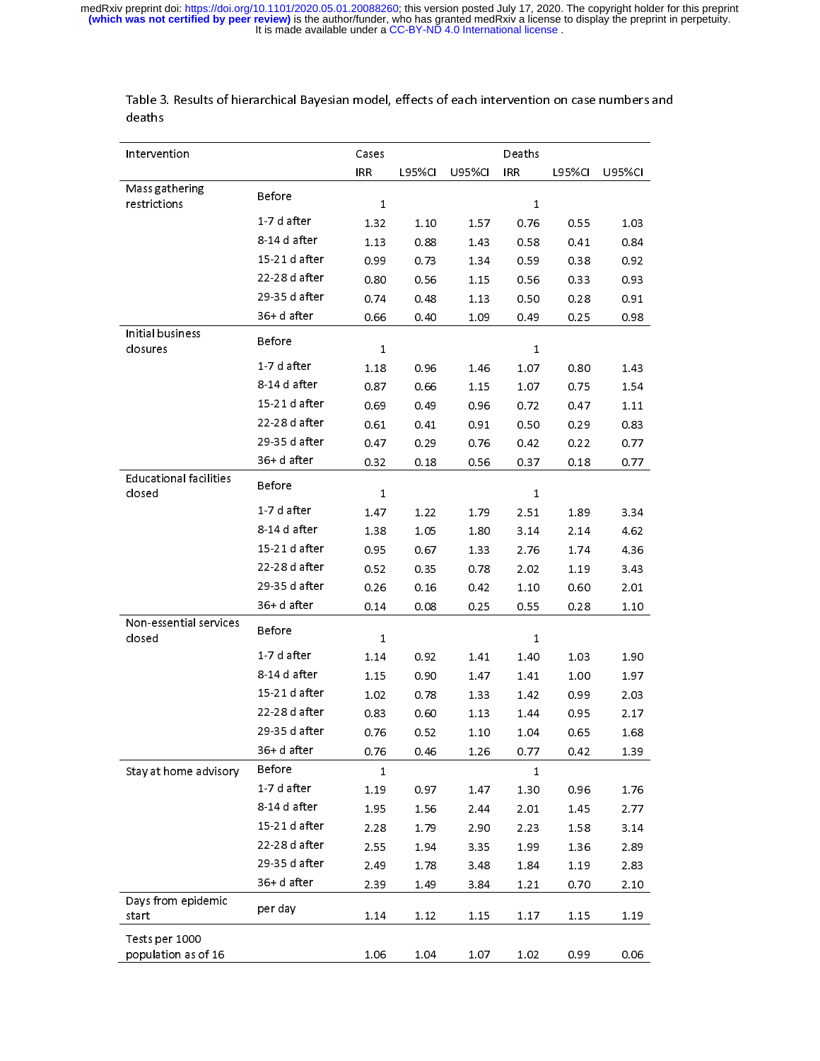Table 3. Results of hierarchical Bayesian model, effects of each intervention on case numbers and deaths

| Intervention | | Cases | | | Deaths | | |
|---|---|---|---|---|---|---|---|
| | | IRR | L95%CI | U95%CI | IRR | L95%CI | U95%CI |
| Mass gathering restrictions | Before | 1 | | | 1 | | |
| | 1-7 d after | 1.32 | 1.10 | 1.57 | 0.76 | 0.55 | 1.03 |
| | 8-14 d after | 1.13 | 0.88 | 1.43 | 0.58 | 0.41 | 0.84 |
| | 15-21 d after | 0.99 | 0.73 | 1.34 | 0.59 | 0.38 | 0.92 |
| | 22-28 d after | 0.80 | 0.56 | 1.15 | 0.56 | 0.33 | 0.93 |
| | 29-35 d after | 0.74 | 0.48 | 1.13 | 0.50 | 0.28 | 0.91 |
| | 36+ d after | 0.66 | 0.40 | 1.09 | 0.49 | 0.25 | 0.98 |
| Initial business closures | Before | 1 | | | 1 | | |
| | 1-7 d after | 1.18 | 0.96 | 1.46 | 1.07 | 0.80 | 1.43 |
| | 8-14 d after | 0.87 | 0.66 | 1.15 | 1.07 | 0.75 | 1.54 |
| | 15-21 d after | 0.69 | 0.49 | 0.96 | 0.72 | 0.47 | 1.11 |
| | 22-28 d after | 0.61 | 0.41 | 0.91 | 0.50 | 0.29 | 0.83 |
| | 29-35 d after | 0.47 | 0.29 | 0.76 | 0.42 | 0.22 | 0.77 |
| | 36+ d after | 0.32 | 0.18 | 0.56 | 0.37 | 0.18 | 0.77 |
| Educational facilities closed | Before | 1 | | | 1 | | |
| | 1-7 d after | 1.47 | 1.22 | 1.79 | 2.51 | 1.89 | 3.34 |
| | 8-14 d after | 1.38 | 1.05 | 1.80 | 3.14 | 2.14 | 4.62 |
| | 15-21 d after | 0.95 | 0.67 | 1.33 | 2.76 | 1.74 | 4.36 |
| | 22-28 d after | 0.52 | 0.35 | 0.78 | 2.02 | 1.19 | 3.43 |
| | 29-35 d after | 0.26 | 0.16 | 0.42 | 1.10 | 0.60 | 2.01 |
| | 36+ d after | 0.14 | 0.08 | 0.25 | 0.55 | 0.28 | 1.10 |
| Non-essential services closed | Before | 1 | | | 1 | | |
| | 1-7 d after | 1.14 | 0.92 | 1.41 | 1.40 | 1.03 | 1.90 |
| | 8-14 d after | 1.15 | 0.90 | 1.47 | 1.41 | 1.00 | 1.97 |
| | 15-21 d after | 1.02 | 0.78 | 1.33 | 1.42 | 0.99 | 2.03 |
| | 22-28 d after | 0.83 | 0.60 | 1.13 | 1.44 | 0.95 | 2.17 |
| | 29-35 d after | 0.76 | 0.52 | 1.10 | 1.04 | 0.65 | 1.68 |
| | 36+ d after | 0.76 | 0.46 | 1.26 | 0.77 | 0.42 | 1.39 |
| Stay at home advisory | Before | 1 | | | 1 | | |
| | 1-7 d after | 1.19 | 0.97 | 1.47 | 1.30 | 0.96 | 1.76 |
| | 8-14 d after | 1.95 | 1.56 | 2.44 | 2.01 | 1.45 | 2.77 |
| | 15-21 d after | 2.28 | 1.79 | 2.90 | 2.23 | 1.58 | 3.14 |
| | 22-28 d after | 2.55 | 1.94 | 3.35 | 1.99 | 1.36 | 2.89 |
| | 29-35 d after | 2.49 | 1.78 | 3.48 | 1.84 | 1.19 | 2.83 |
| | 36+ d after | 2.39 | 1.49 | 3.84 | 1.21 | 0.70 | 2.10 |
| Days from epidemic start | per day | 1.14 | 1.12 | 1.15 | 1.17 | 1.15 | 1.19 |
| Tests per 1000 population as of 16 | | 1.06 | 1.04 | 1.07 | 1.02 | 0.99 | 0.06 |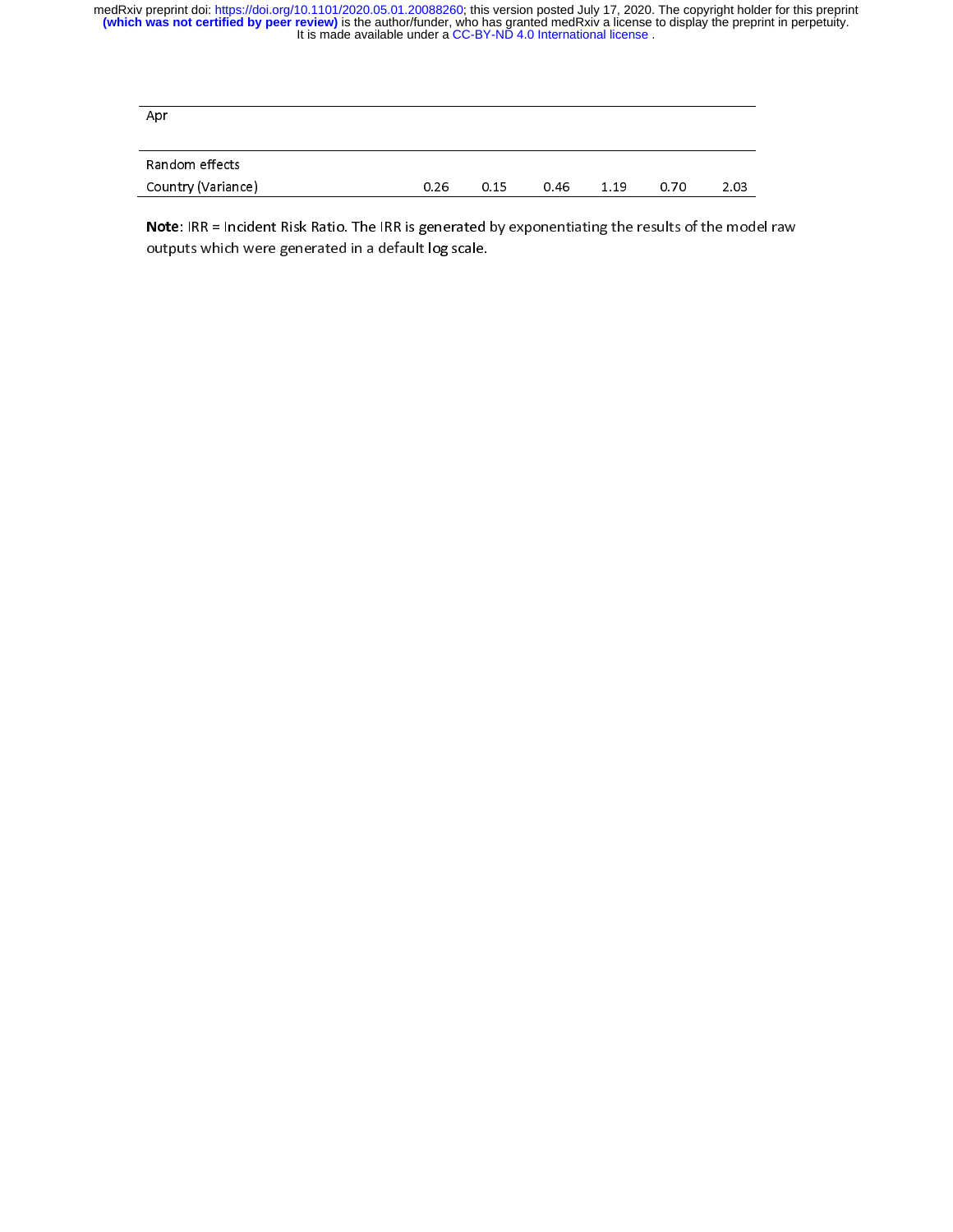| | | | | | | |
|---|---|---|---|---|---|---|
| Apr | | | | | | |
| Random effects | | | | | | |
| Country (Variance) | 0.26 | 0.15 | 0.46 | 1.19 | 0.70 | 2.03 |

**Note**: IRR = Incident Risk Ratio. The IRR is generated by exponentiating the results of the model raw outputs which were generated in a default log scale.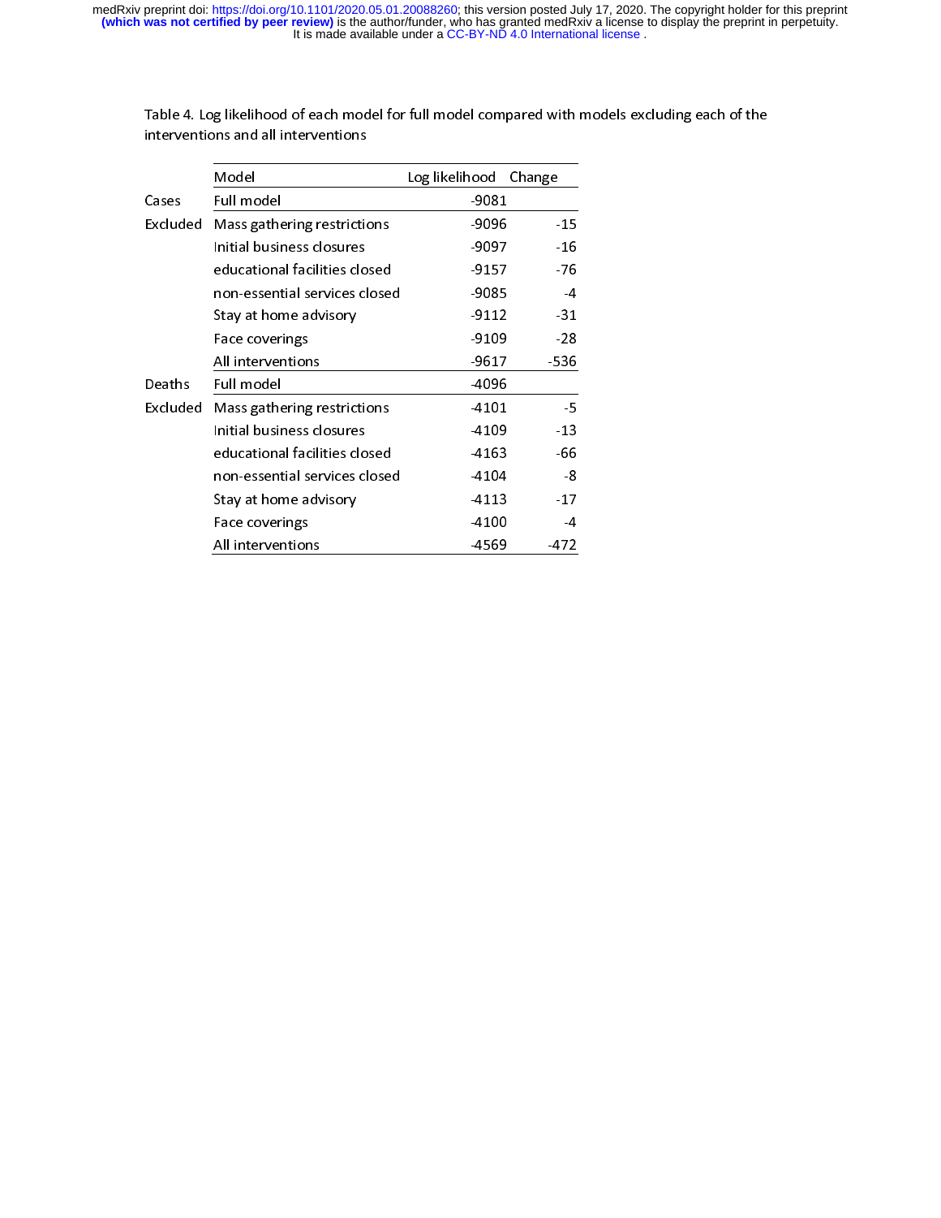Table 4. Log likelihood of each model for full model compared with models excluding each of the interventions and all interventions

| | Model | Log likelihood | Change |
|---|---|---|---|
| Cases | Full model | -9081 | |
| Excluded | Mass gathering restrictions | -9096 | -15 |
| | Initial business closures | -9097 | -16 |
| | educational facilities closed | -9157 | -76 |
| | non-essential services closed | -9085 | -4 |
| | Stay at home advisory | -9112 | -31 |
| | Face coverings | -9109 | -28 |
| | All interventions | -9617 | -536 |
| Deaths | Full model | -4096 | |
| Excluded | Mass gathering restrictions | -4101 | -5 |
| | Initial business closures | -4109 | -13 |
| | educational facilities closed | -4163 | -66 |
| | non-essential services closed | -4104 | -8 |
| | Stay at home advisory | -4113 | -17 |
| | Face coverings | -4100 | -4 |
| | All interventions | -4569 | -472 |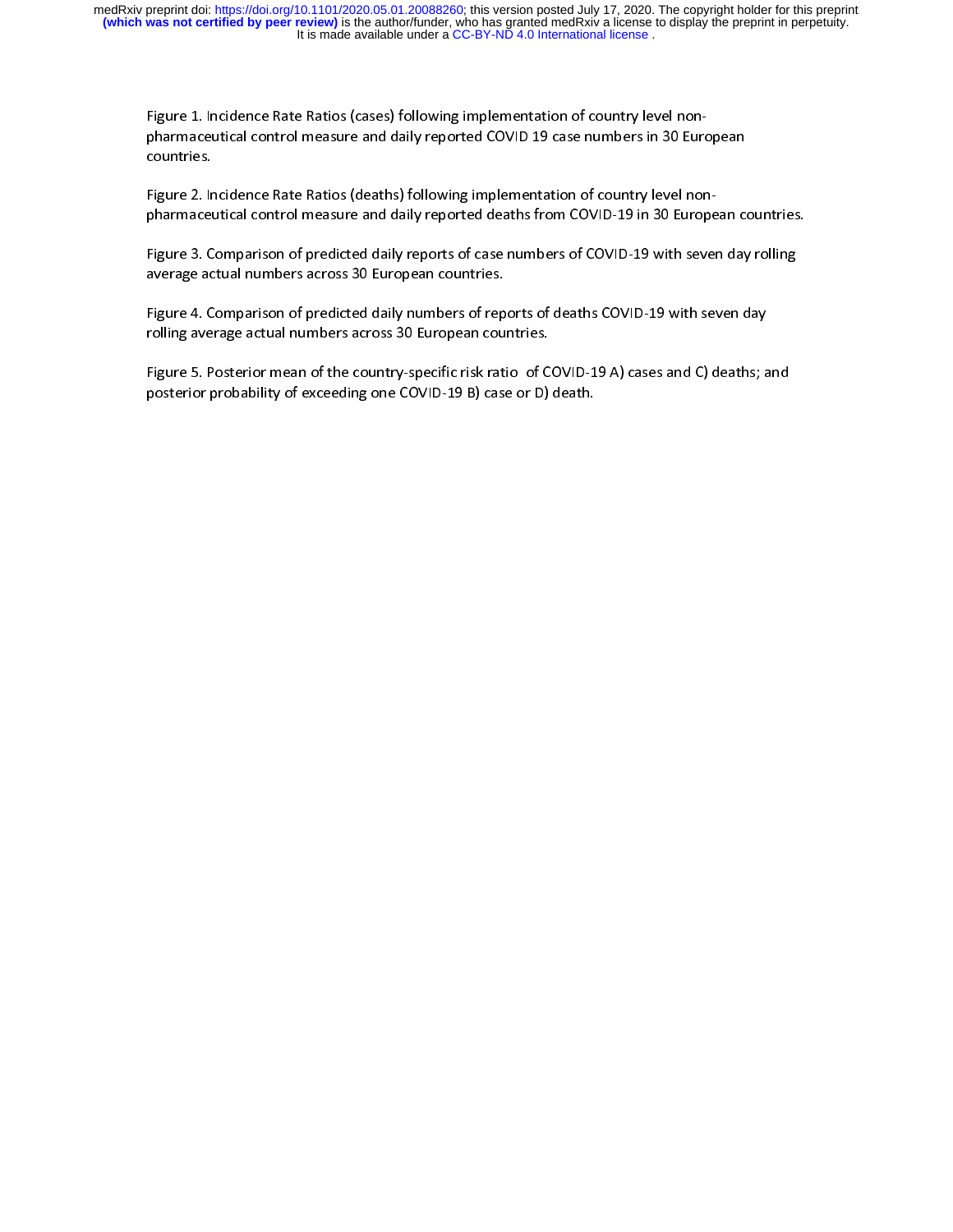Figure 1. Incidence Rate Ratios (cases) following implementation of country level non-pharmaceutical control measure and daily reported COVID 19 case numbers in 30 European countries.

Figure 2. Incidence Rate Ratios (deaths) following implementation of country level non-pharmaceutical control measure and daily reported deaths from COVID-19 in 30 European countries.

Figure 3. Comparison of predicted daily reports of case numbers of COVID-19 with seven day rolling average actual numbers across 30 European countries.

Figure 4. Comparison of predicted daily numbers of reports of deaths COVID-19 with seven day rolling average actual numbers across 30 European countries.

Figure 5. Posterior mean of the country-specific risk ratio of COVID-19 A) cases and C) deaths; and posterior probability of exceeding one COVID-19 B) case or D) death.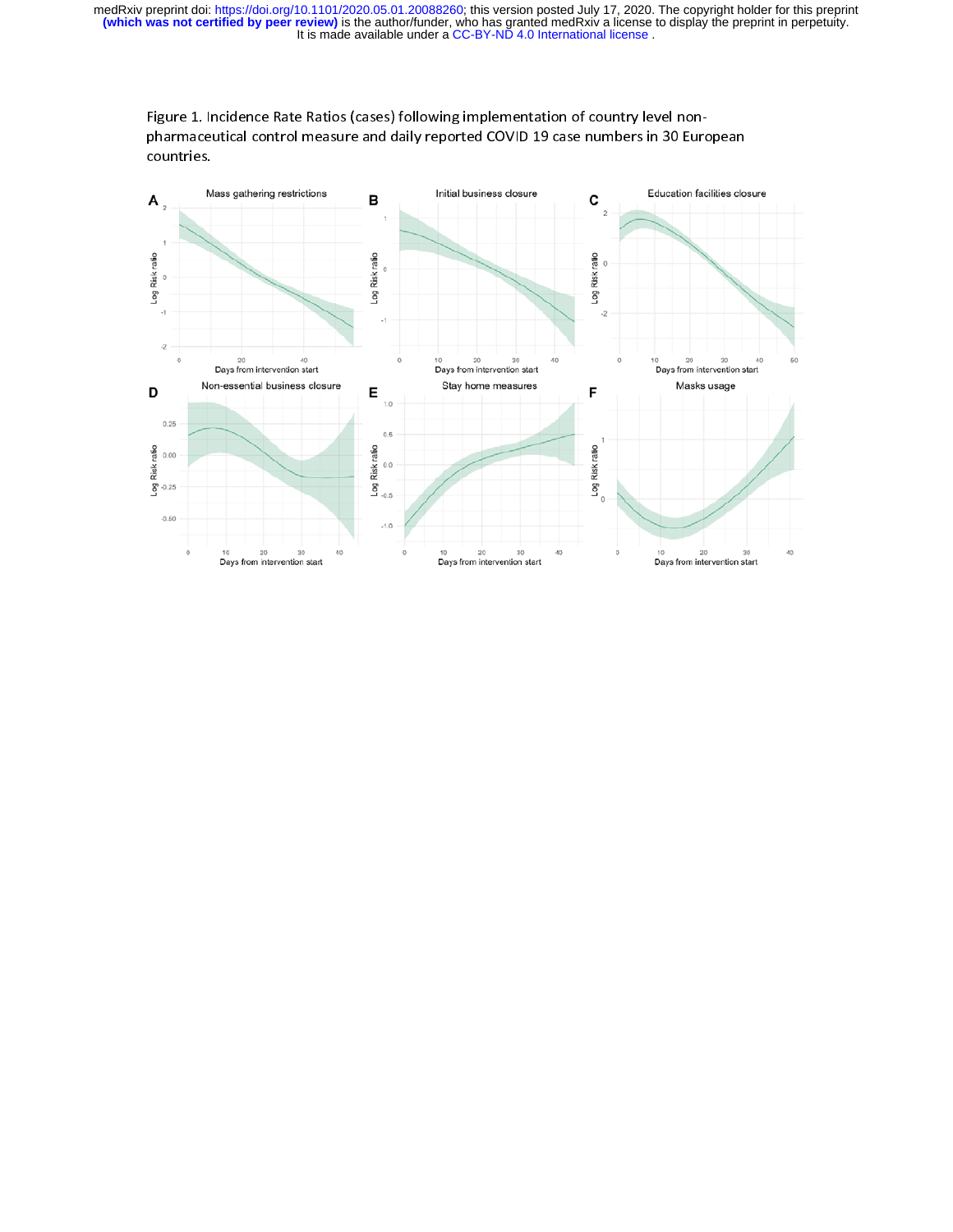Figure 1. Incidence Rate Ratios (cases) following implementation of country level non-pharmaceutical control measure and daily reported COVID 19 case numbers in 30 European countries.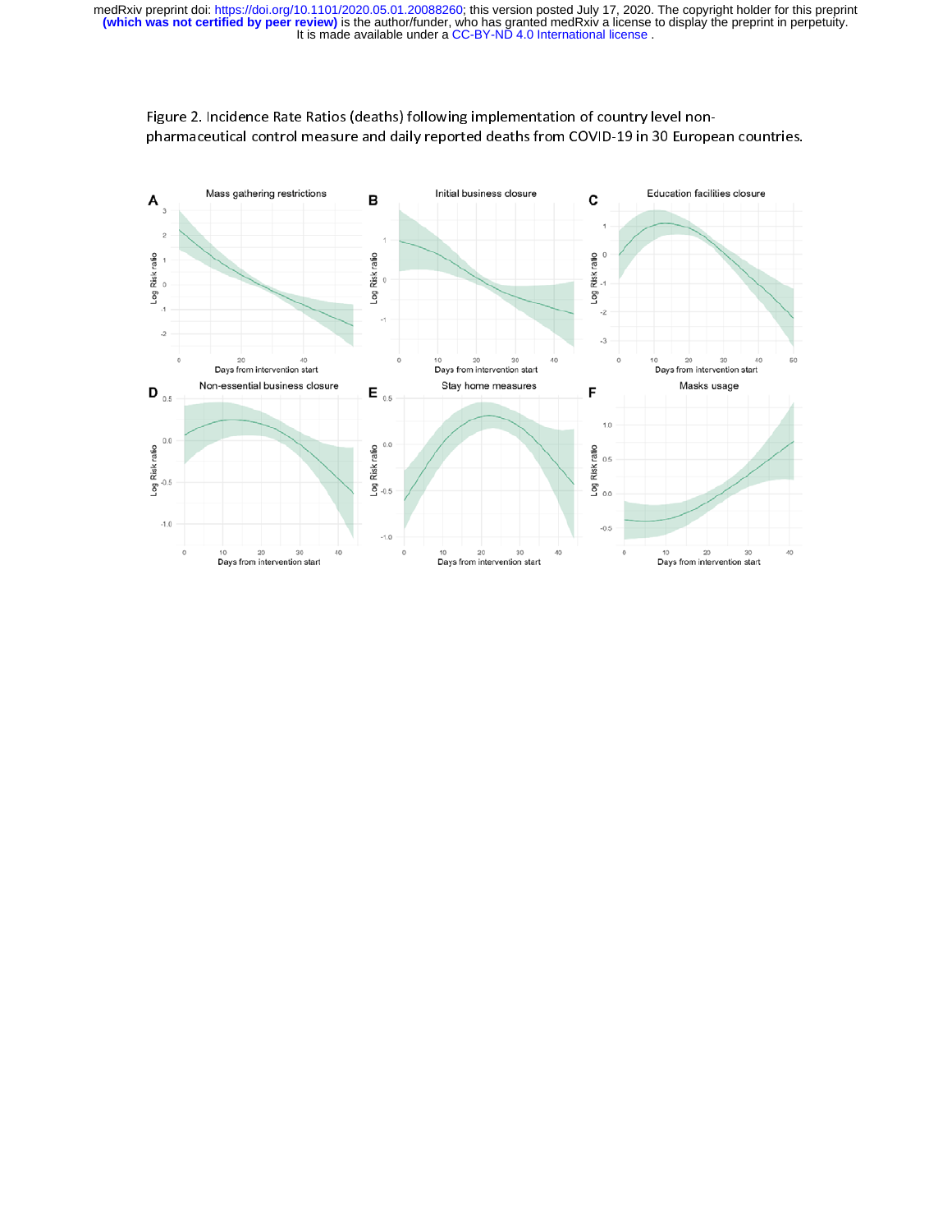Figure 2. Incidence Rate Ratios (deaths) following implementation of country level non-pharmaceutical control measure and daily reported deaths from COVID-19 in 30 European countries.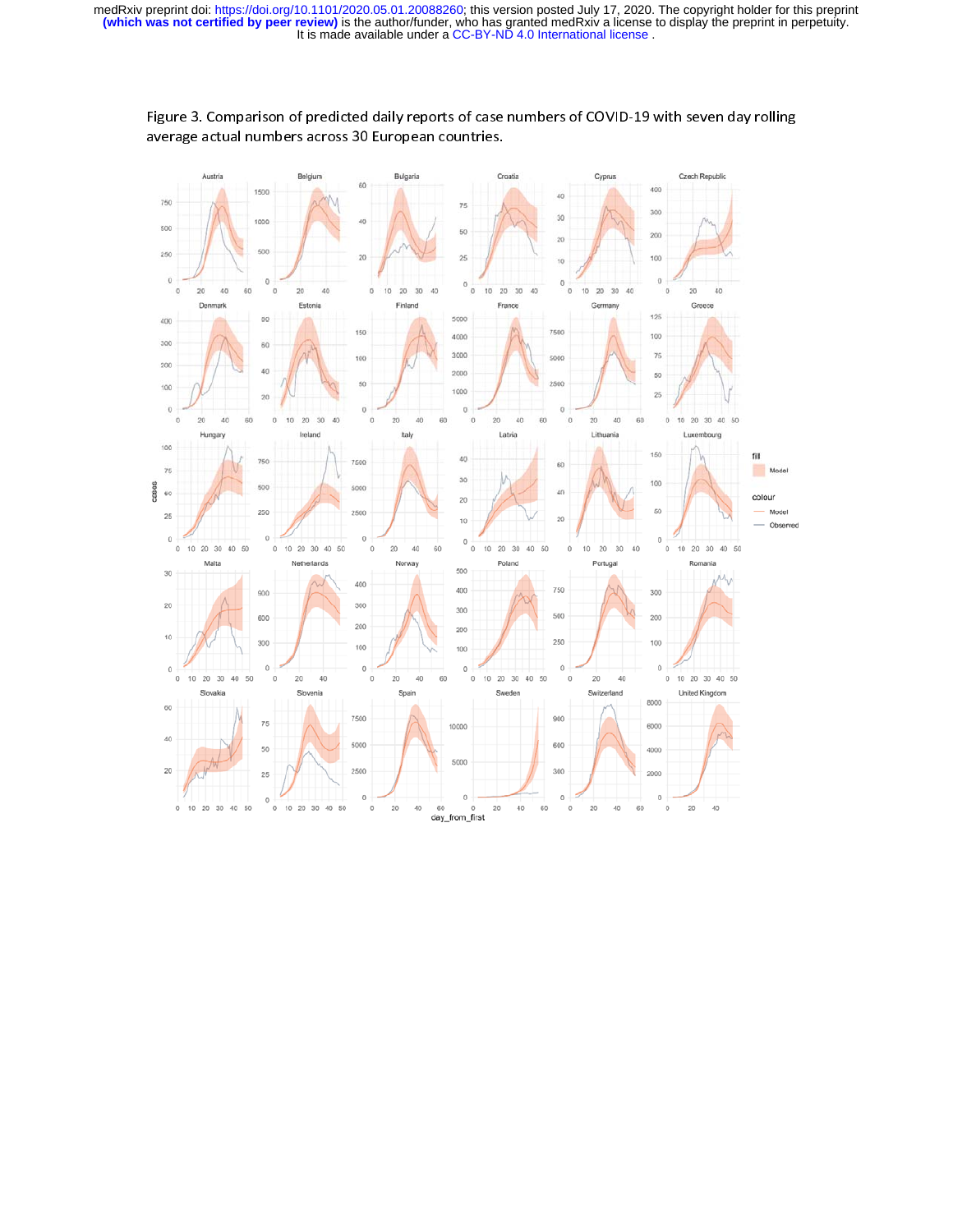Figure 3. Comparison of predicted daily reports of case numbers of COVID-19 with seven day rolling average actual numbers across 30 European countries.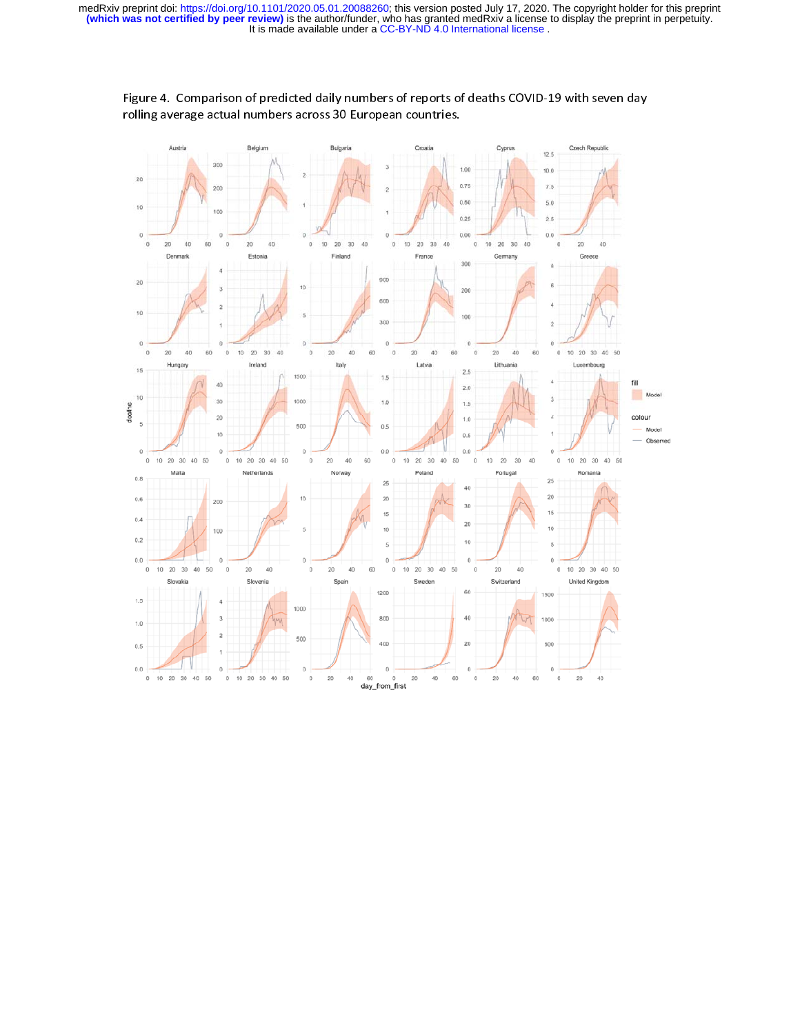Figure 4. Comparison of predicted daily numbers of reports of deaths COVID-19 with seven day rolling average actual numbers across 30 European countries.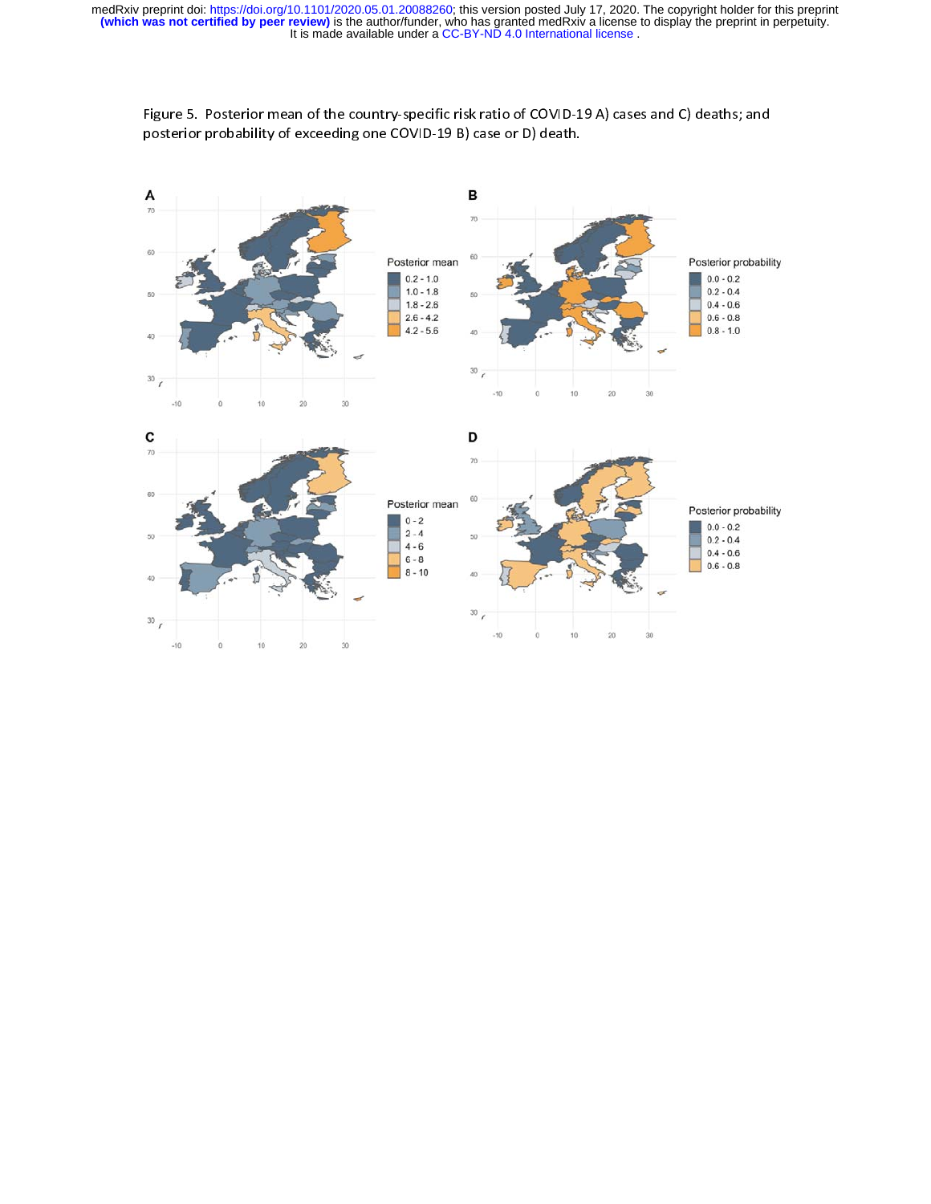Figure 5. Posterior mean of the country-specific risk ratio of COVID-19 A) cases and C) deaths; and posterior probability of exceeding one COVID-19 B) case or D) death.

A

70
60
50
40
30
-10 0 10 20 30

Posterior mean
0.2 - 1.0
1.0 - 1.8
1.8 - 2.6
2.6 - 4.2
4.2 - 5.6

B

70
60
50
40
30
-10 0 10 20 30

Posterior probability
0.0 - 0.2
0.2 - 0.4
0.4 - 0.6
0.6 - 0.8
0.8 - 1.0

C

70
60
50
40
30
-10 0 10 20 30

Posterior mean
0 - 2
2 - 4
4 - 6
6 - 8
8 - 10

D

70
60
50
40
30
-10 0 10 20 30

Posterior probability
0.0 - 0.2
0.2 - 0.4
0.4 - 0.6
0.6 - 0.8